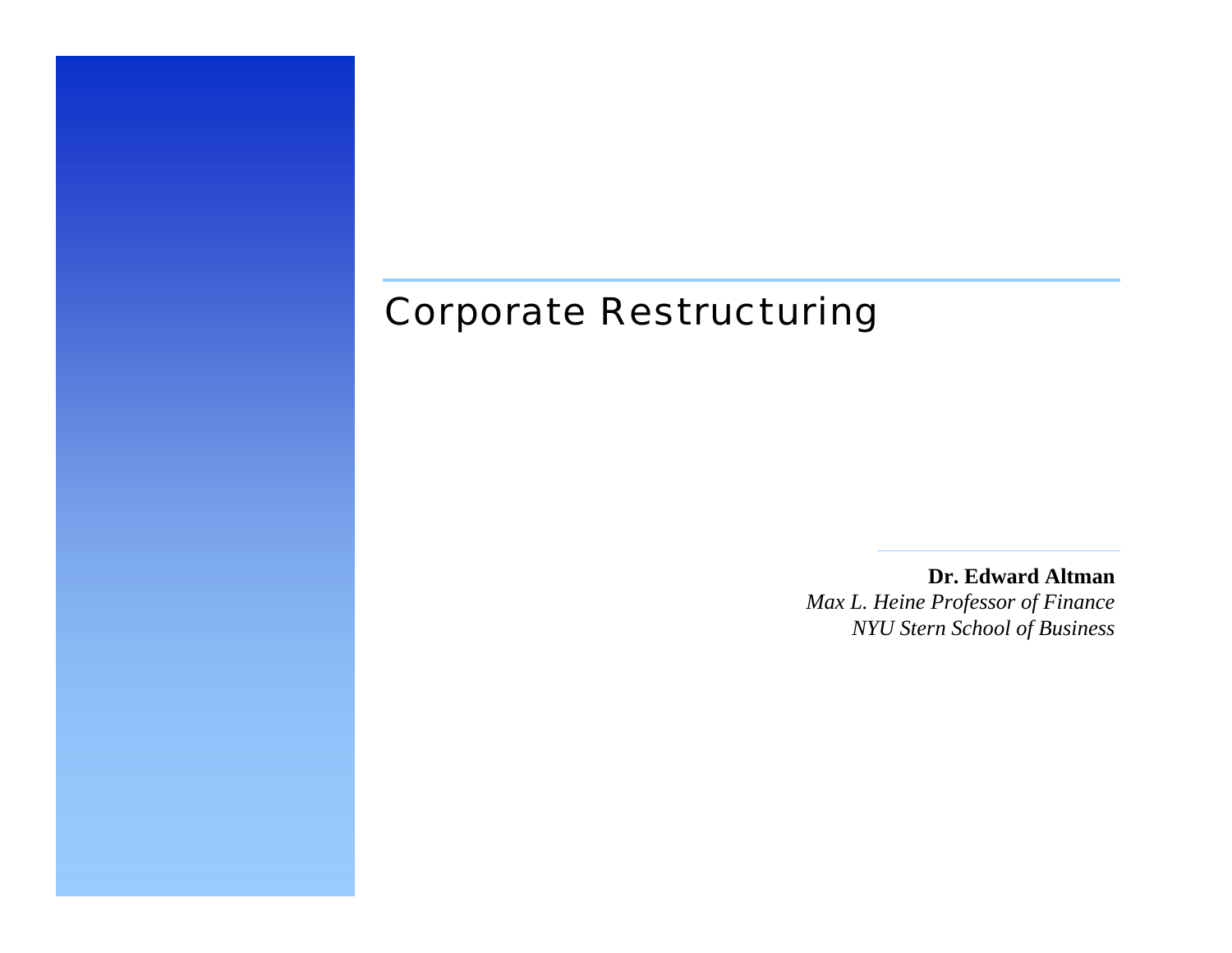# Corporate Restructuring

**Dr. Edward Altman**

*Max L. Heine Professor of Finance*

*NYU Stern School of Business*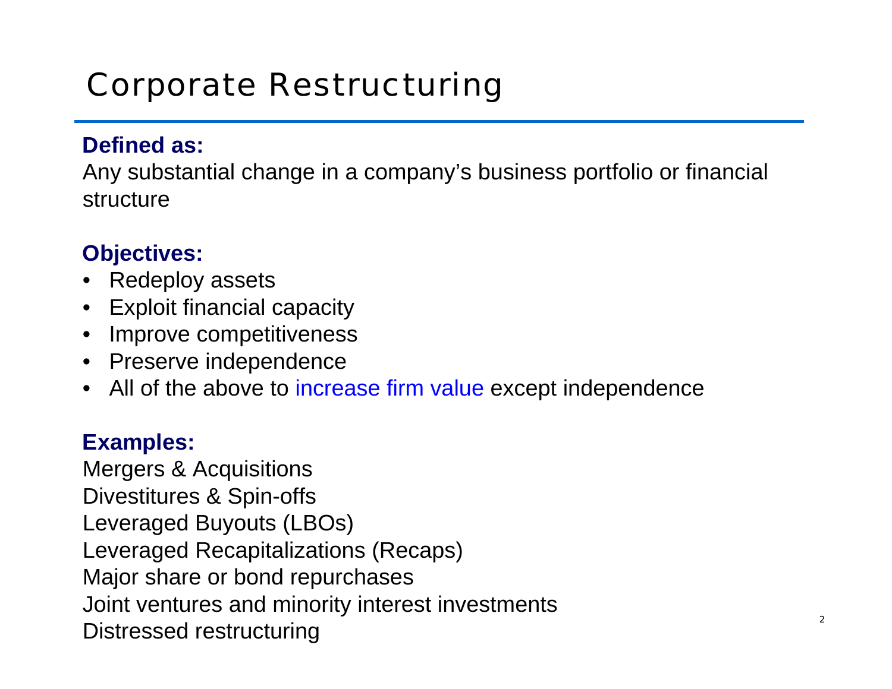# Corporate Restructuring

**Defined as:**

Any substantial change in a company's business portfolio or financial structure

**Objectives:**

- Redeploy assets
- Exploit financial capacity
- Improve competitiveness
- Preserve independence
- All of the above to increase firm value except independence

**Examples:**

Mergers & Acquisitions
Divestitures & Spin-offs
Leveraged Buyouts (LBOs)
Leveraged Recapitalizations (Recaps)
Major share or bond repurchases
Joint ventures and minority interest investments
Distressed restructuring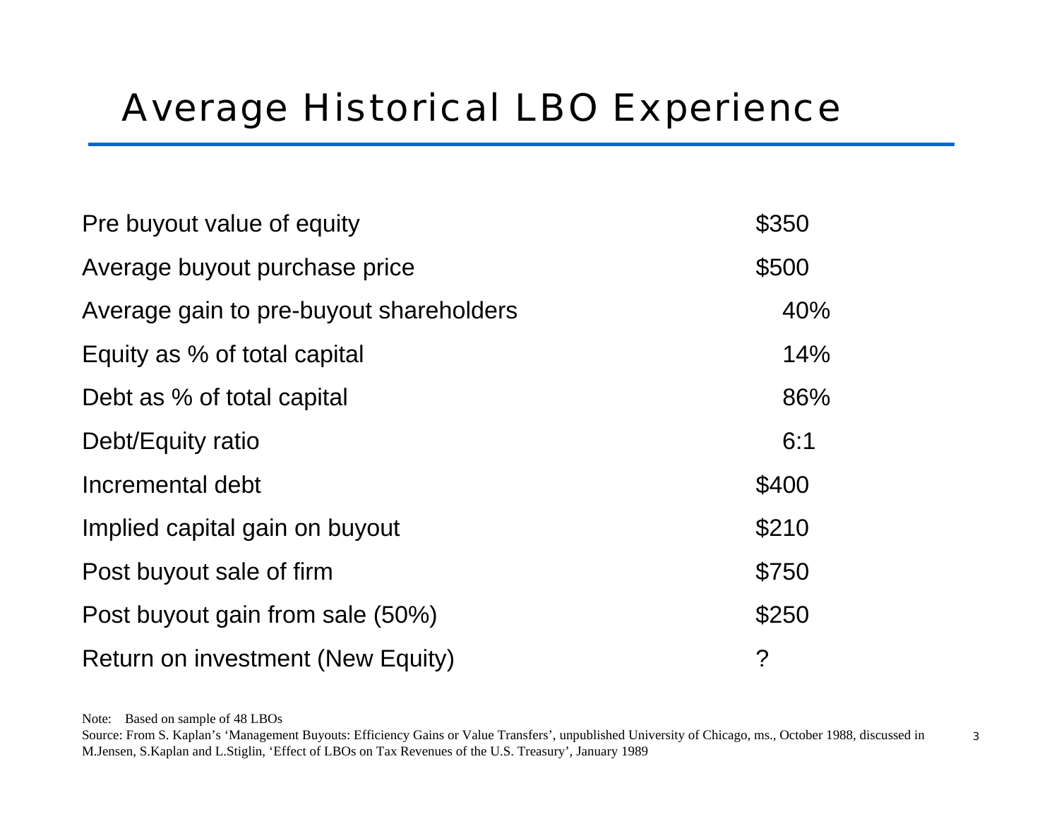# Average Historical LBO Experience

| | |
|---|---|
| Pre buyout value of equity | $350 |
| Average buyout purchase price | $500 |
| Average gain to pre-buyout shareholders | 40% |
| Equity as % of total capital | 14% |
| Debt as % of total capital | 86% |
| Debt/Equity ratio | 6:1 |
| Incremental debt | $400 |
| Implied capital gain on buyout | $210 |
| Post buyout sale of firm | $750 |
| Post buyout gain from sale (50%) | $250 |
| Return on investment (New Equity) | ? |

Note: Based on sample of 48 LBOs

Source: From S. Kaplan's 'Management Buyouts: Efficiency Gains or Value Transfers', unpublished University of Chicago, ms., October 1988, discussed in M.Jensen, S.Kaplan and L.Stiglin, 'Effect of LBOs on Tax Revenues of the U.S. Treasury', January 1989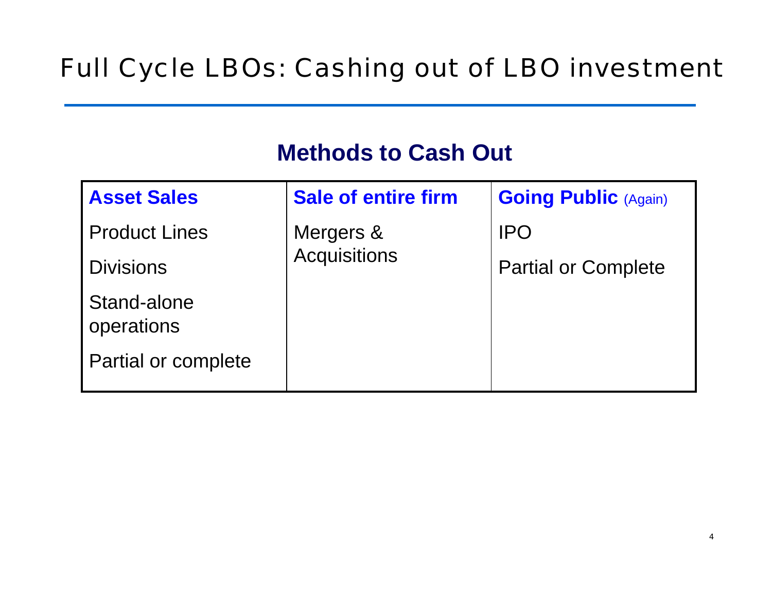# Full Cycle LBOs: Cashing out of LBO investment

## Methods to Cash Out

| Asset Sales | Sale of entire firm | Going Public (Again) |
|---|---|---|
| Product Lines | Mergers & Acquisitions | IPO |
| Divisions | | Partial or Complete |
| Stand-alone operations | | |
| Partial or complete | | |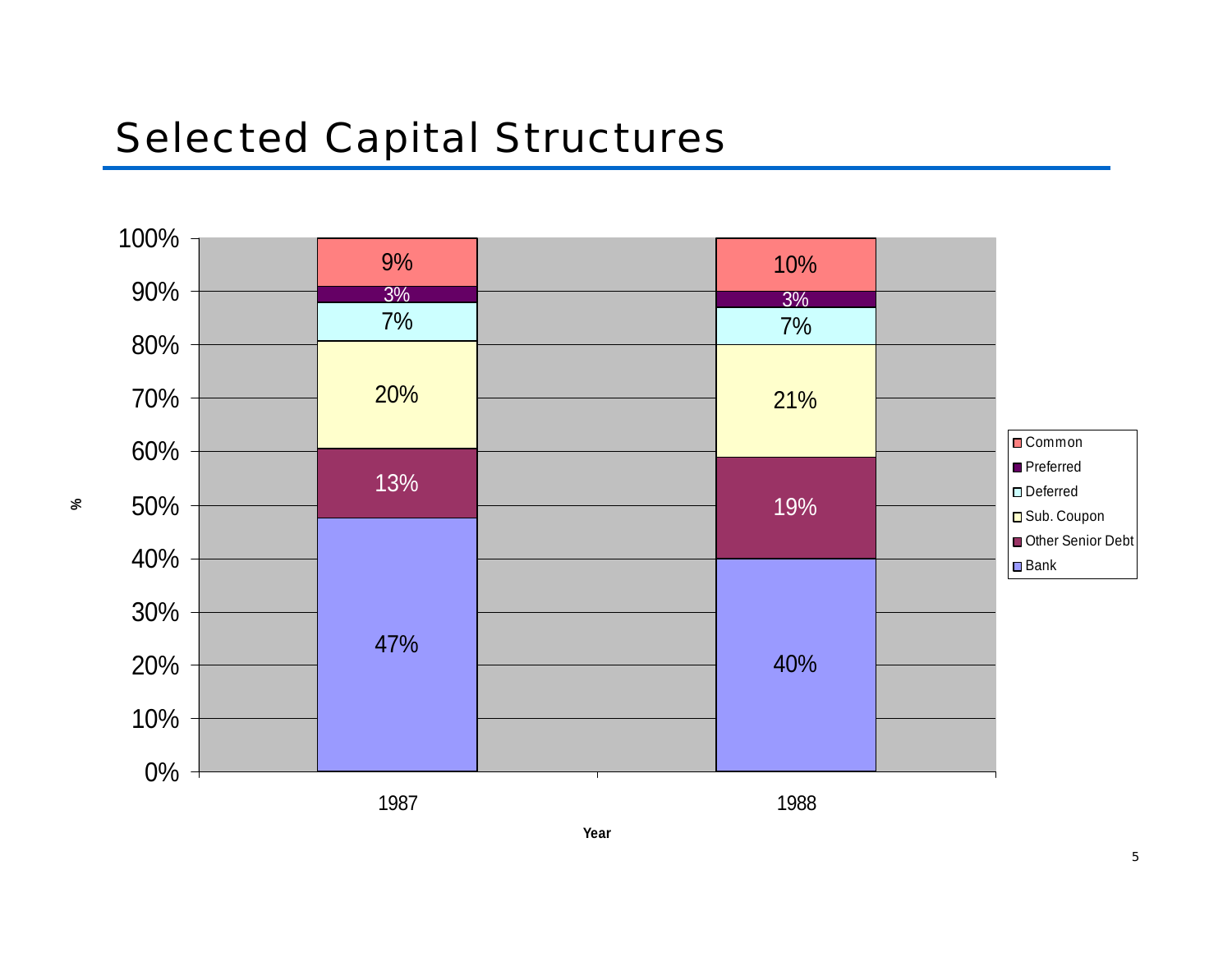# Selected Capital Structures

| Year | Bank | Other Senior Debt | Sub. Coupon | Deferred | Preferred | Common |
|---|---|---|---|---|---|---|
| 1987 | 47% | 13% | 20% | 7% | 3% | 9% |
| 1988 | 40% | 19% | 21% | 7% | 3% | 10% |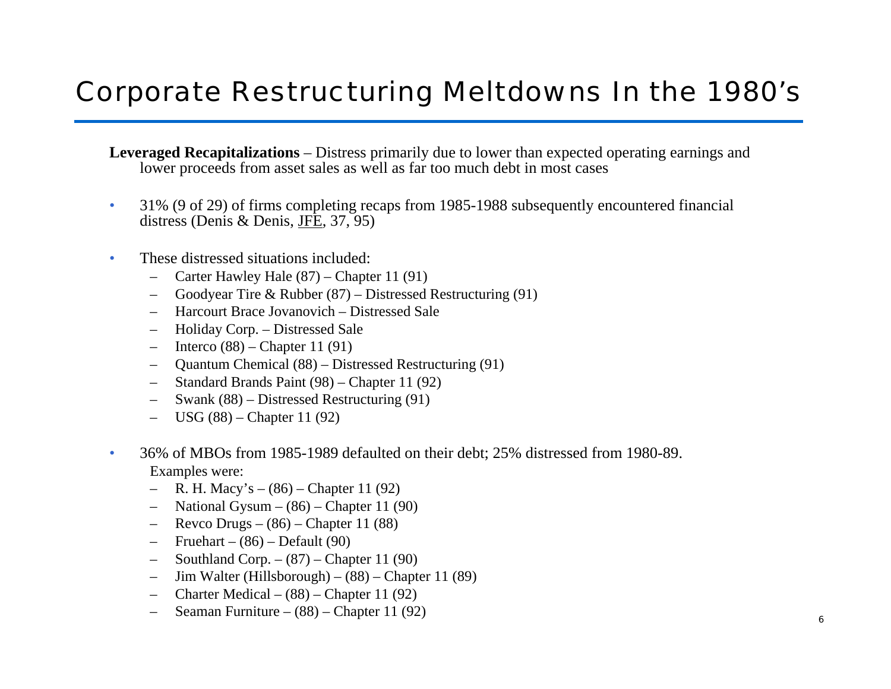# Corporate Restructuring Meltdowns In the 1980's

**Leveraged Recapitalizations** – Distress primarily due to lower than expected operating earnings and lower proceeds from asset sales as well as far too much debt in most cases

- 31% (9 of 29) of firms completing recaps from 1985-1988 subsequently encountered financial distress (Denis & Denis, JFE, 37, 95)

- These distressed situations included:
  - Carter Hawley Hale (87) – Chapter 11 (91)
  - Goodyear Tire & Rubber (87) – Distressed Restructuring (91)
  - Harcourt Brace Jovanovich – Distressed Sale
  - Holiday Corp. – Distressed Sale
  - Interco (88) – Chapter 11 (91)
  - Quantum Chemical (88) – Distressed Restructuring (91)
  - Standard Brands Paint (98) – Chapter 11 (92)
  - Swank (88) – Distressed Restructuring (91)
  - USG (88) – Chapter 11 (92)

- 36% of MBOs from 1985-1989 defaulted on their debt; 25% distressed from 1980-89.

  Examples were:
  - R. H. Macy's – (86) – Chapter 11 (92)
  - National Gysum – (86) – Chapter 11 (90)
  - Revco Drugs – (86) – Chapter 11 (88)
  - Fruehart – (86) – Default (90)
  - Southland Corp. – (87) – Chapter 11 (90)
  - Jim Walter (Hillsborough) – (88) – Chapter 11 (89)
  - Charter Medical – (88) – Chapter 11 (92)
  - Seaman Furniture – (88) – Chapter 11 (92)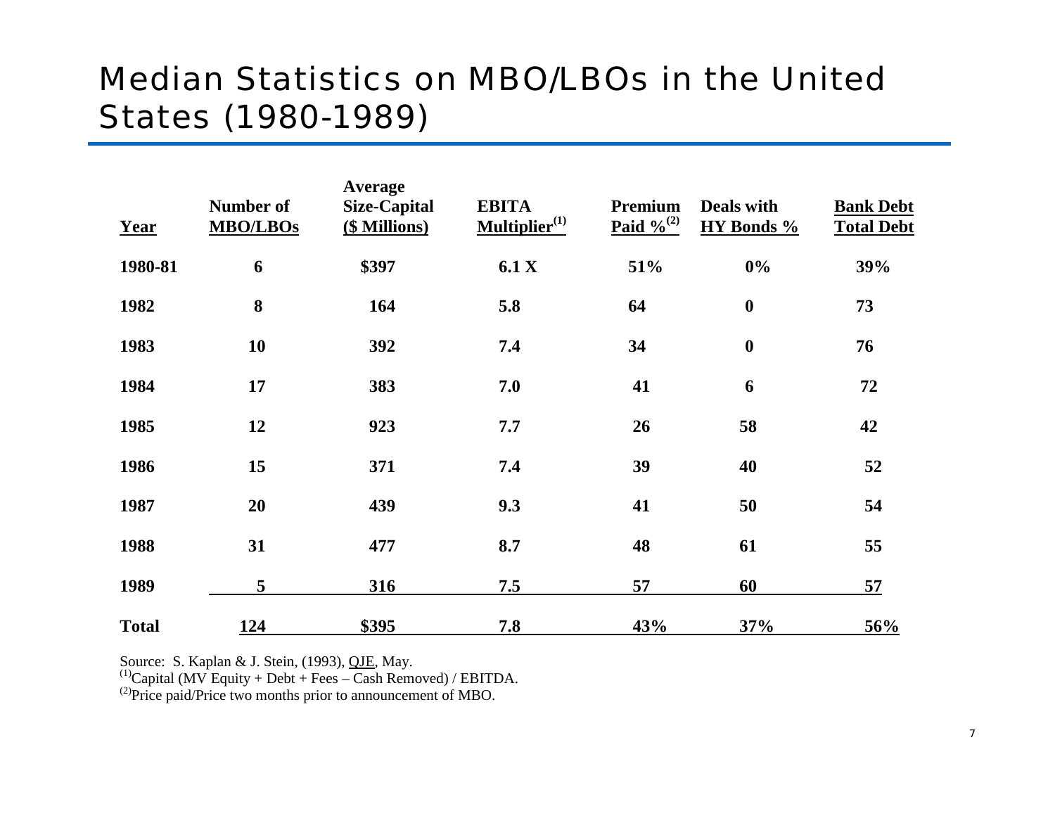# Median Statistics on MBO/LBOs in the United States (1980-1989)

| Year | Number of MBO/LBOs | Average Size-Capital ($ Millions) | EBITA Multiplier[(1)] | Premium Paid %[(2)] | Deals with HY Bonds % | Bank Debt Total Debt |
|---|---|---|---|---|---|---|
| 1980-81 | 6 | $397 | 6.1 X | 51% | 0% | 39% |
| 1982 | 8 | 164 | 5.8 | 64 | 0 | 73 |
| 1983 | 10 | 392 | 7.4 | 34 | 0 | 76 |
| 1984 | 17 | 383 | 7.0 | 41 | 6 | 72 |
| 1985 | 12 | 923 | 7.7 | 26 | 58 | 42 |
| 1986 | 15 | 371 | 7.4 | 39 | 40 | 52 |
| 1987 | 20 | 439 | 9.3 | 41 | 50 | 54 |
| 1988 | 31 | 477 | 8.7 | 48 | 61 | 55 |
| 1989 | 5 | 316 | 7.5 | 57 | 60 | 57 |
| **Total** | **124** | **$395** | **7.8** | **43%** | **37%** | **56%** |

Source: S. Kaplan & J. Stein, (1993), QJE, May.

[(1)]Capital (MV Equity + Debt + Fees – Cash Removed) / EBITDA.

[(2)]Price paid/Price two months prior to announcement of MBO.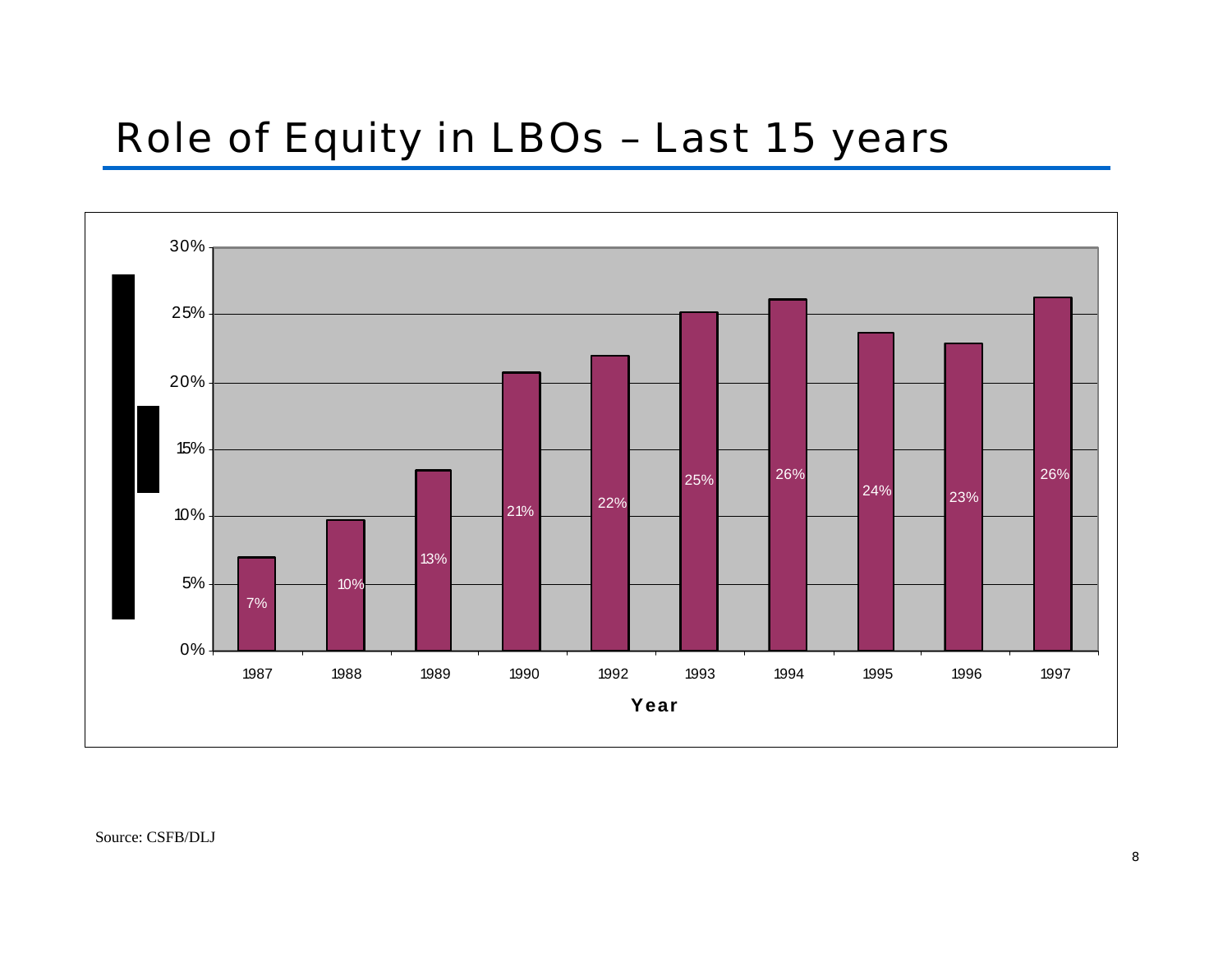# Role of Equity in LBOs – Last 15 years

| Year | Equity |
|---|---|
| 1987 | 7% |
| 1988 | 10% |
| 1989 | 13% |
| 1990 | 21% |
| 1992 | 22% |
| 1993 | 25% |
| 1994 | 26% |
| 1995 | 24% |
| 1996 | 23% |
| 1997 | 26% |

Source: CSFB/DLJ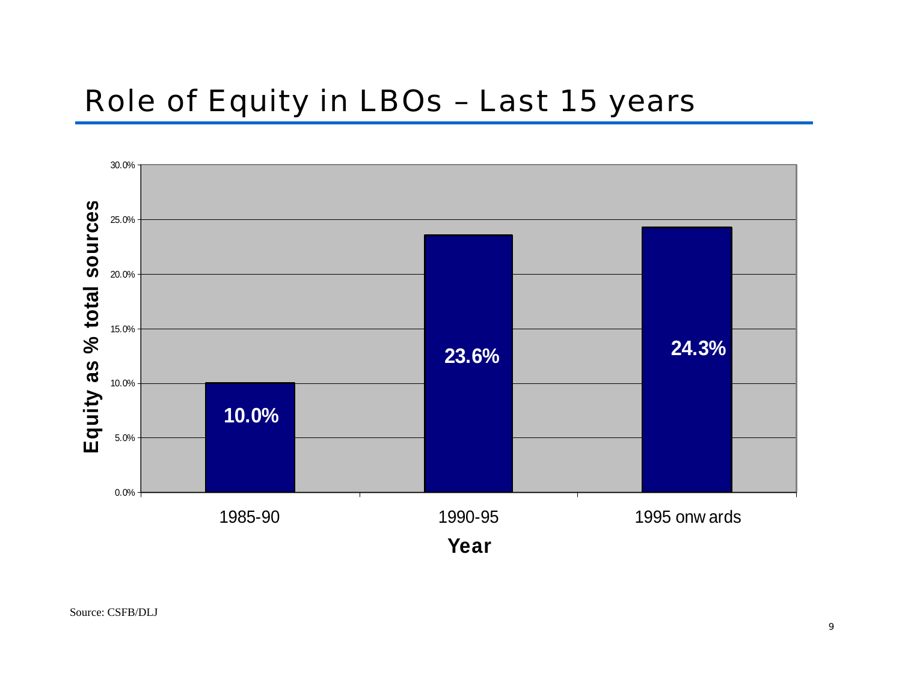# Role of Equity in LBOs – Last 15 years

| Year | Equity as % total sources |
| --- | --- |
| 1985-90 | 10.0% |
| 1990-95 | 23.6% |
| 1995 onwards | 24.3% |

Source: CSFB/DLJ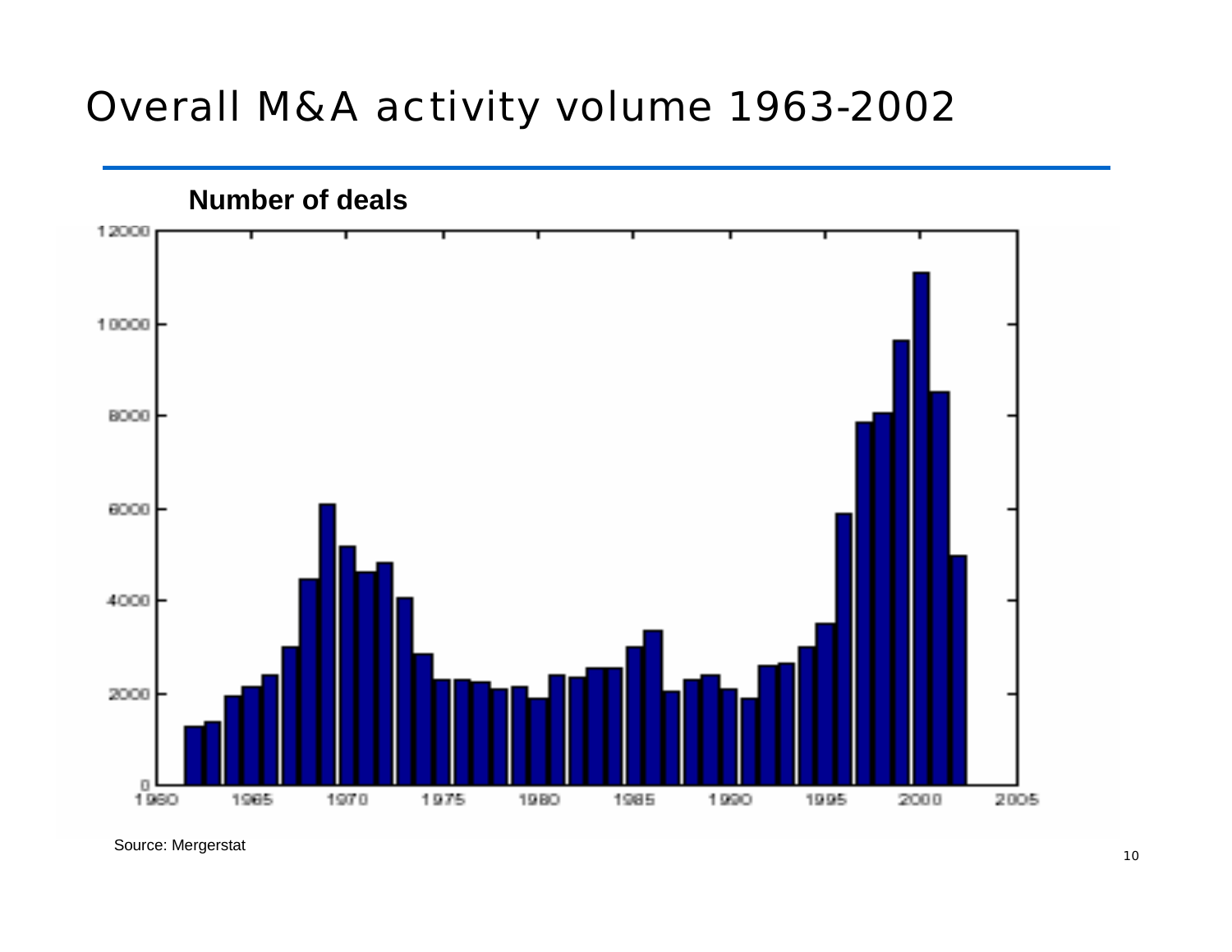# Overall M&A activity volume 1963-2002

**Number of deals**

Source: Mergerstat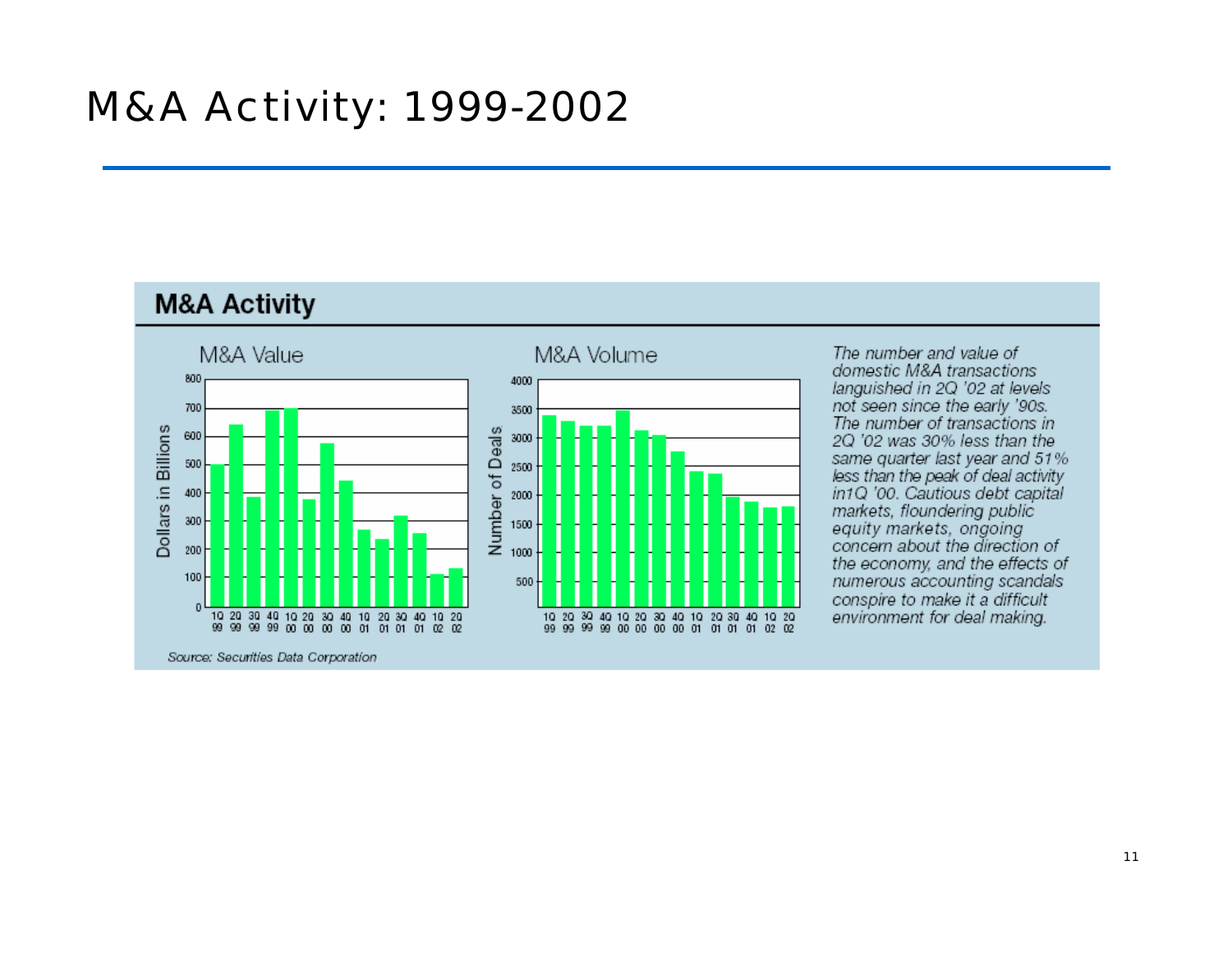# M&A Activity: 1999-2002

## M&A Activity

M&A Value

M&A Volume

*The number and value of domestic M&A transactions languished in 2Q '02 at levels not seen since the early '90s. The number of transactions in 2Q '02 was 30% less than the same quarter last year and 51% less than the peak of deal activity in1Q '00. Cautious debt capital markets, floundering public equity markets, ongoing concern about the direction of the economy, and the effects of numerous accounting scandals conspire to make it a difficult environment for deal making.*

*Source: Securities Data Corporation*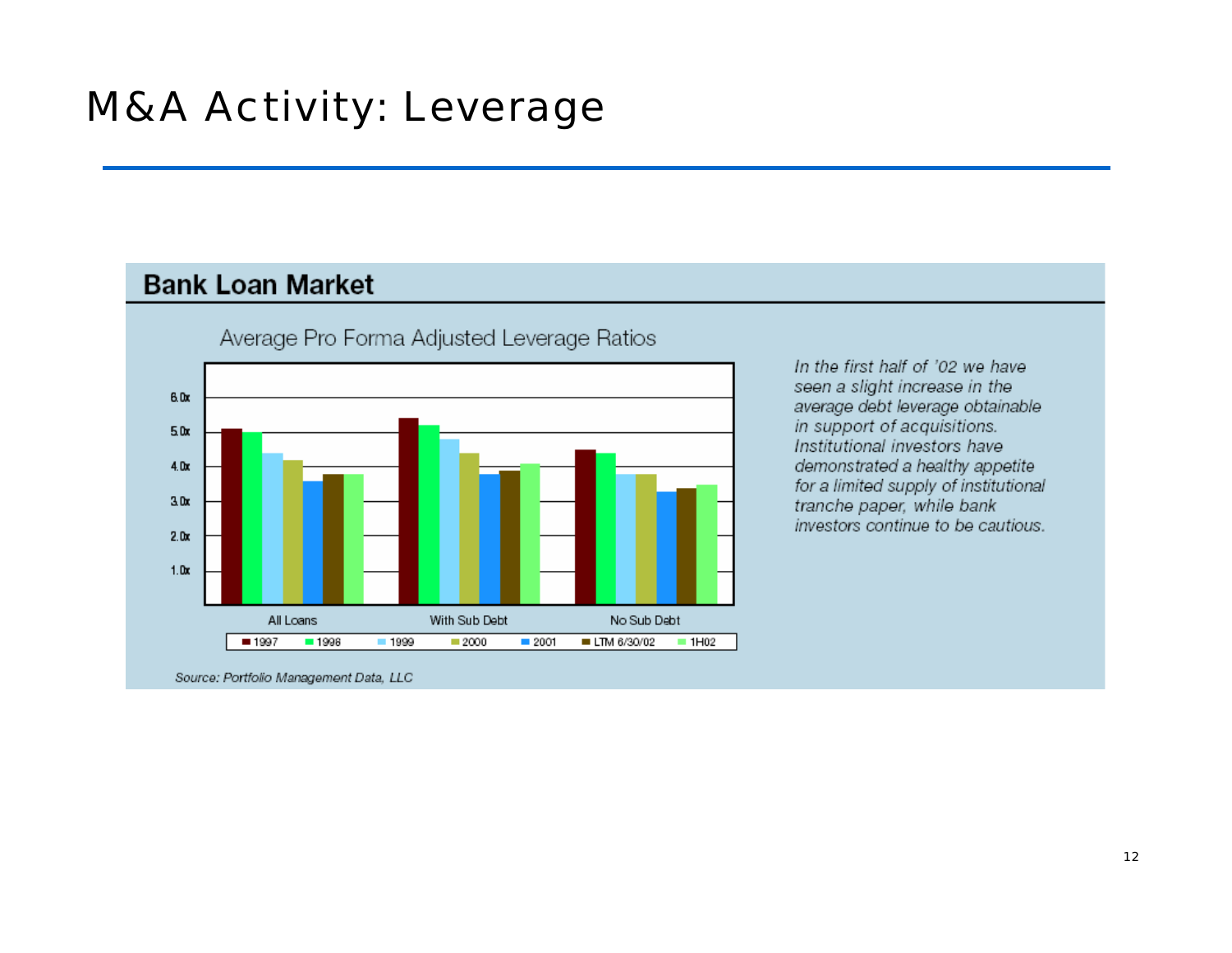# M&A Activity: Leverage

## Bank Loan Market

Average Pro Forma Adjusted Leverage Ratios

6.0x
5.0x
4.0x
3.0x
2.0x
1.0x

All Loans | With Sub Debt | No Sub Debt

1997 | 1998 | 1999 | 2000 | 2001 | LTM 6/30/02 | 1H02

*In the first half of '02 we have seen a slight increase in the average debt leverage obtainable in support of acquisitions. Institutional investors have demonstrated a healthy appetite for a limited supply of institutional tranche paper, while bank investors continue to be cautious.*

*Source: Portfolio Management Data, LLC*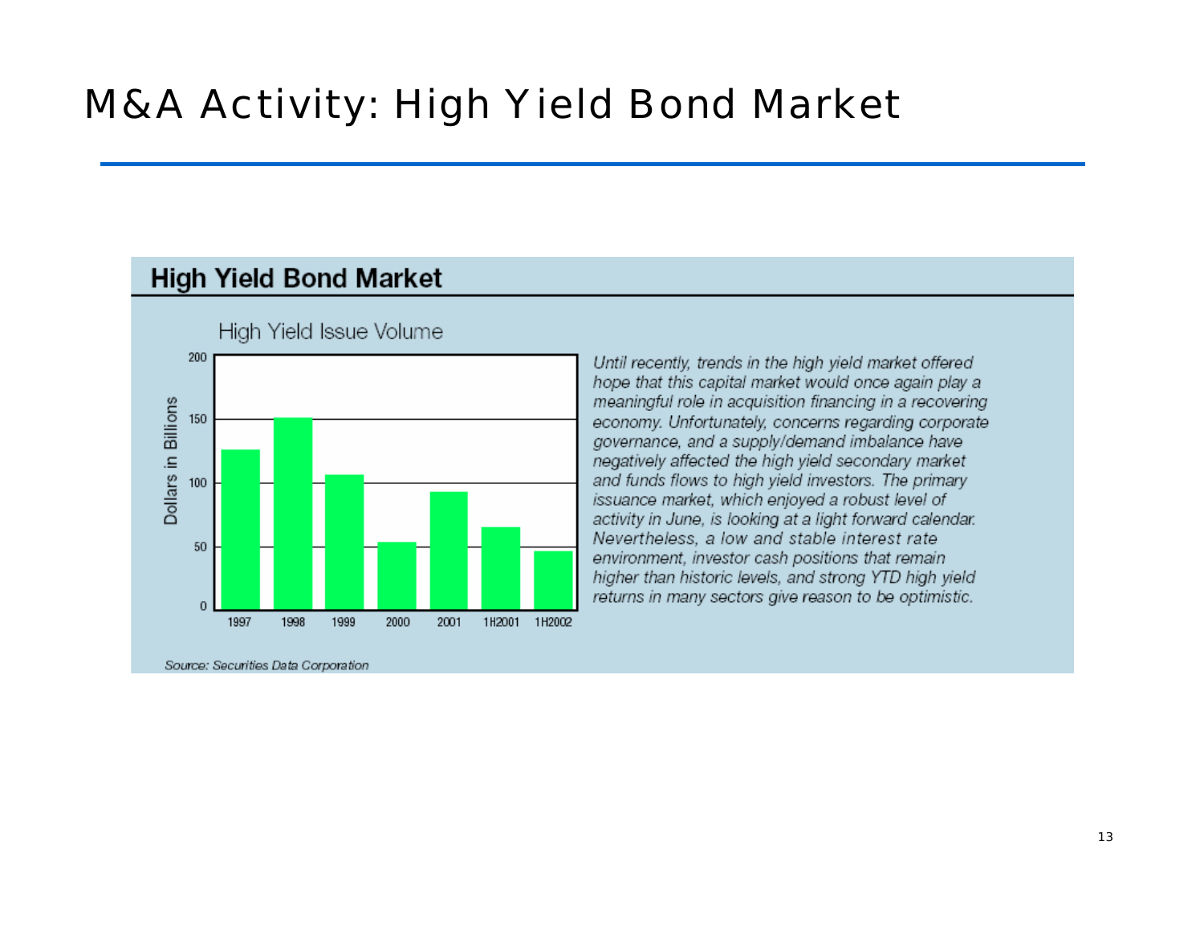# M&A Activity: High Yield Bond Market

## High Yield Bond Market

High Yield Issue Volume

Dollars in Billions

| 1997 | 1998 | 1999 | 2000 | 2001 | 1H2001 | 1H2002 |
|---|---|---|---|---|---|---|

*Until recently, trends in the high yield market offered hope that this capital market would once again play a meaningful role in acquisition financing in a recovering economy. Unfortunately, concerns regarding corporate governance, and a supply/demand imbalance have negatively affected the high yield secondary market and funds flows to high yield investors. The primary issuance market, which enjoyed a robust level of activity in June, is looking at a light forward calendar. Nevertheless, a low and stable interest rate environment, investor cash positions that remain higher than historic levels, and strong YTD high yield returns in many sectors give reason to be optimistic.*

*Source: Securities Data Corporation*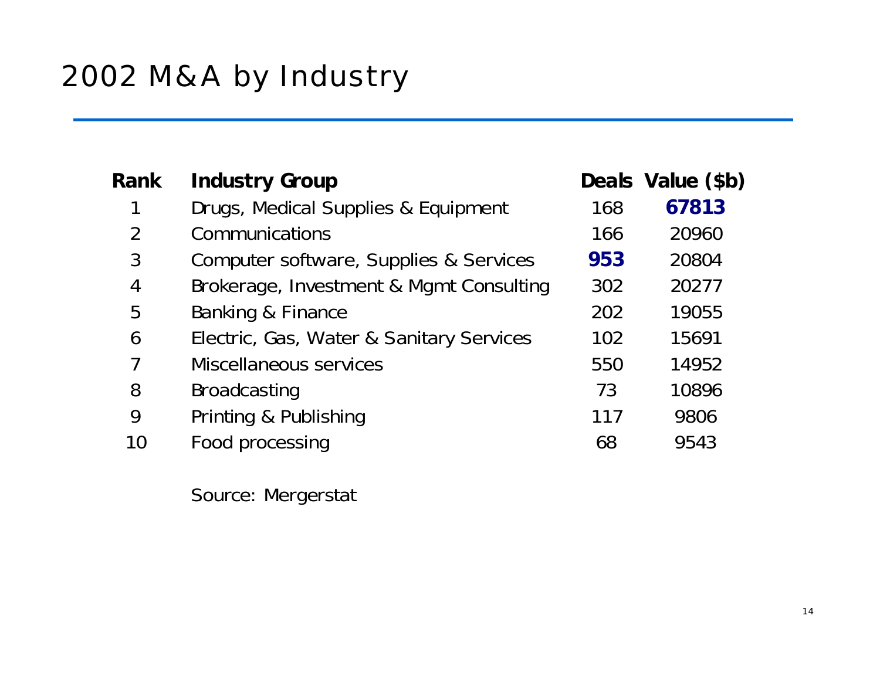# 2002 M&A by Industry

| Rank | Industry Group | Deals | Value ($b) |
|---|---|---|---|
| 1 | Drugs, Medical Supplies & Equipment | 168 | **67813** |
| 2 | Communications | 166 | 20960 |
| 3 | Computer software, Supplies & Services | **953** | 20804 |
| 4 | Brokerage, Investment & Mgmt Consulting | 302 | 20277 |
| 5 | Banking & Finance | 202 | 19055 |
| 6 | Electric, Gas, Water & Sanitary Services | 102 | 15691 |
| 7 | Miscellaneous services | 550 | 14952 |
| 8 | Broadcasting | 73 | 10896 |
| 9 | Printing & Publishing | 117 | 9806 |
| 10 | Food processing | 68 | 9543 |

Source: Mergerstat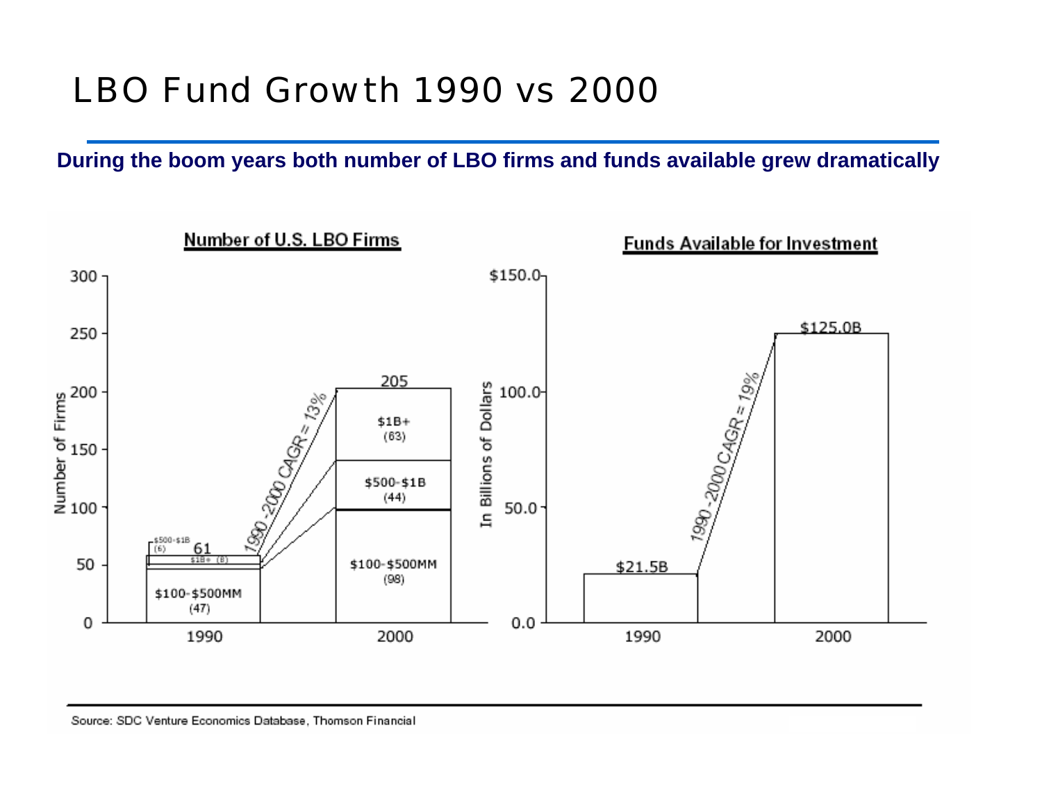# LBO Fund Growth 1990 vs 2000

**During the boom years both number of LBO firms and funds available grew dramatically**

**Number of U.S. LBO Firms**

| Segment | 1990 | 2000 |
|---|---|---|
| $100-$500MM | 47 | 98 |
| $500-$1B | 6 | 44 |
| $1B+ | 8 | 63 |
| Total | 61 | 205 |

1990-2000 CAGR = 13%

**Funds Available for Investment** (In Billions of Dollars)

| 1990 | 2000 |
|---|---|
| $21.5B | $125.0B |

1990-2000 CAGR = 19%

Source: SDC Venture Economics Database, Thomson Financial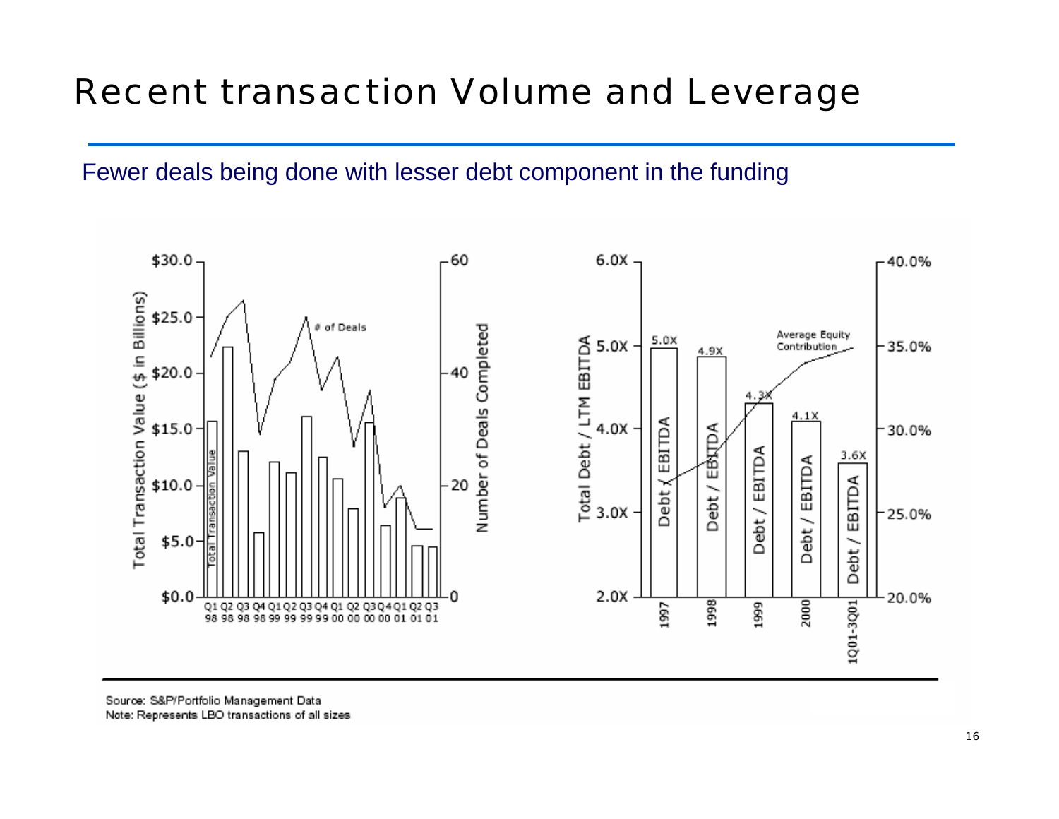# Recent transaction Volume and Leverage

Fewer deals being done with lesser debt component in the funding

Source: S&P/Portfolio Management Data
Note: Represents LBO transactions of all sizes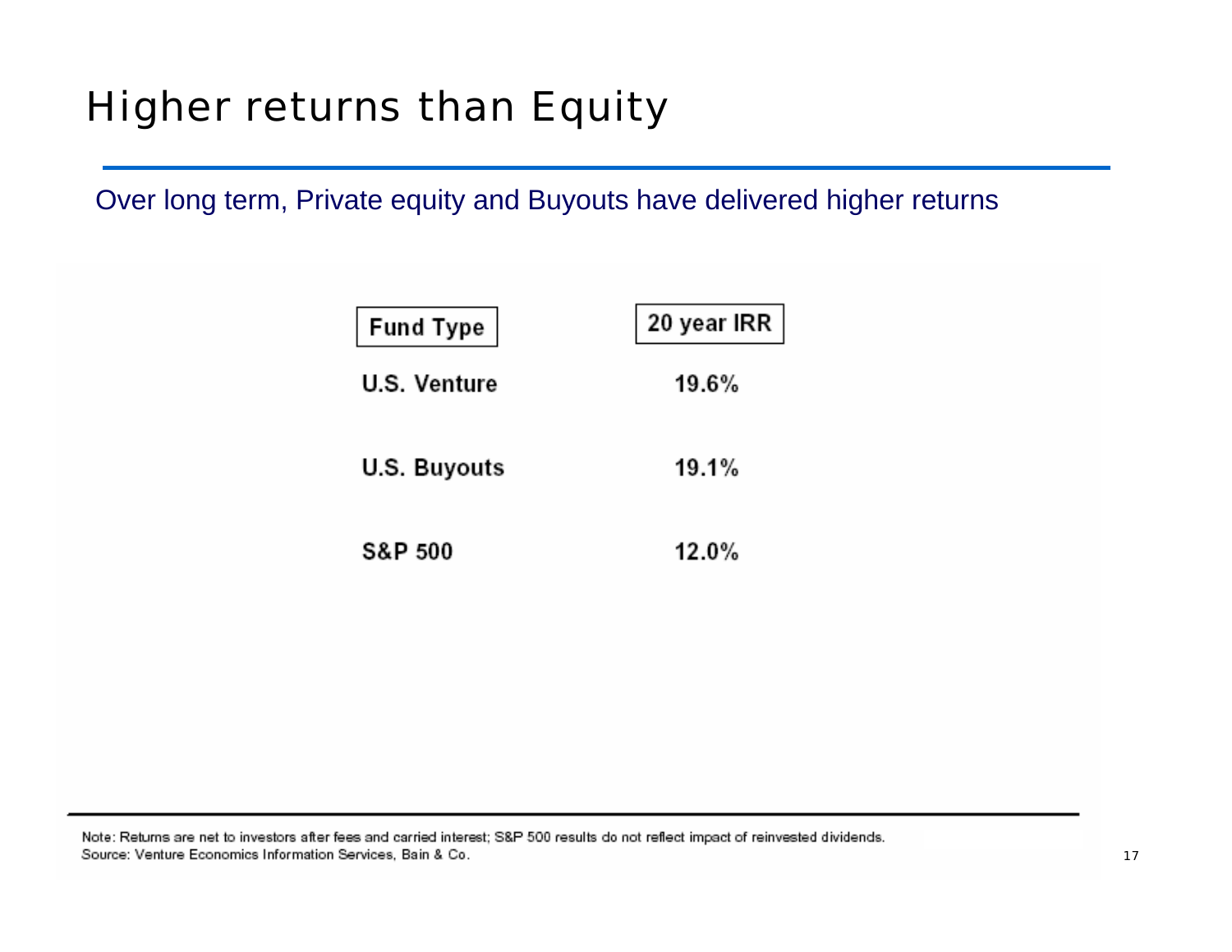# Higher returns than Equity

Over long term, Private equity and Buyouts have delivered higher returns

| Fund Type | 20 year IRR |
|---|---|
| U.S. Venture | 19.6% |
| U.S. Buyouts | 19.1% |
| S&P 500 | 12.0% |

Note: Returns are net to investors after fees and carried interest; S&P 500 results do not reflect impact of reinvested dividends.
Source: Venture Economics Information Services, Bain & Co.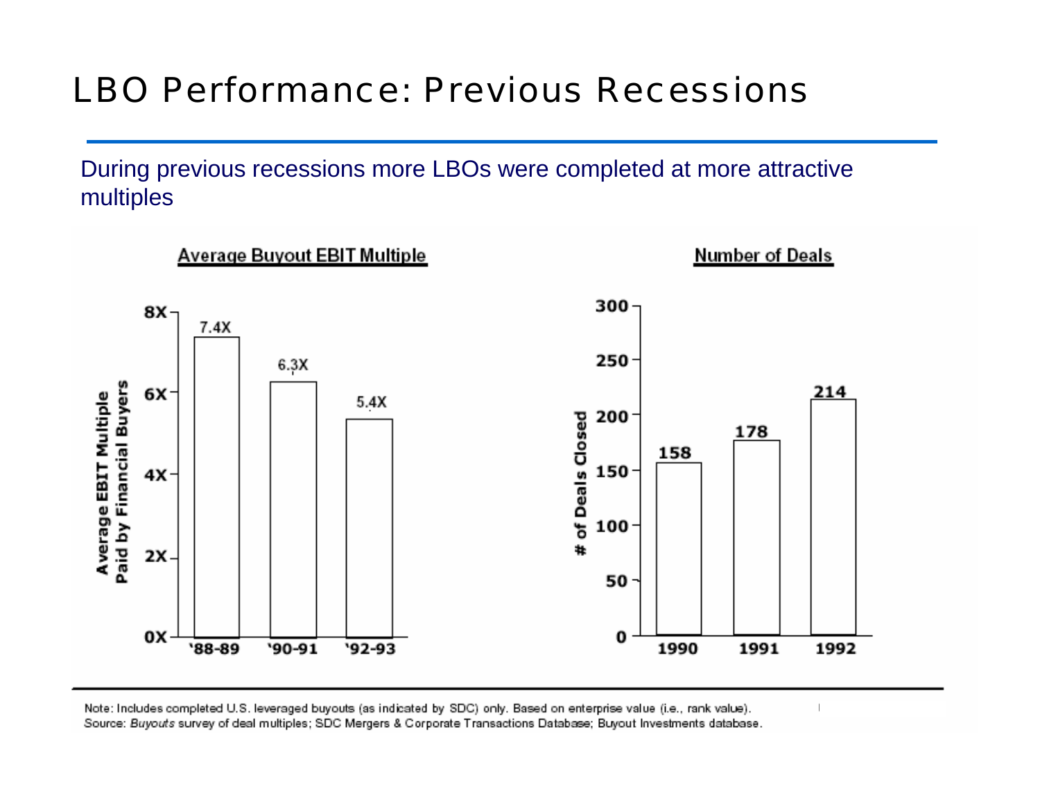# LBO Performance: Previous Recessions

During previous recessions more LBOs were completed at more attractive multiples

**Average Buyout EBIT Multiple**

| Period | Average EBIT Multiple Paid by Financial Buyers |
|---|---|
| '88-89 | 7.4X |
| '90-91 | 6.3X |
| '92-93 | 5.4X |

**Number of Deals**

| Year | # of Deals Closed |
|---|---|
| 1990 | 158 |
| 1991 | 178 |
| 1992 | 214 |

Note: Includes completed U.S. leveraged buyouts (as indicated by SDC) only. Based on enterprise value (i.e., rank value).
Source: *Buyouts* survey of deal multiples; SDC Mergers & Corporate Transactions Database; Buyout Investments database.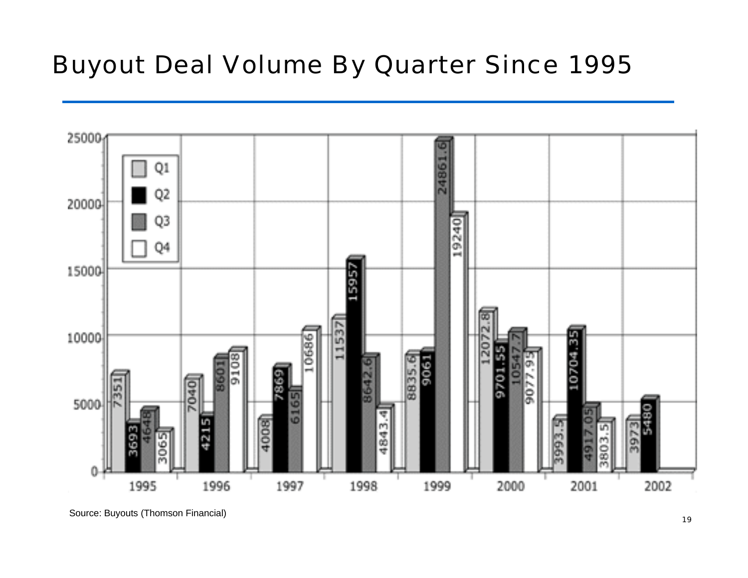# Buyout Deal Volume By Quarter Since 1995

| Year | Q1 | Q2 | Q3 | Q4 |
|---|---|---|---|---|
| 1995 | 7351 | 3693 | 4648 | 3065 |
| 1996 | 7040 | 4215 | 8601 | 9108 |
| 1997 | 4008 | 7869 | 6165 | 10686 |
| 1998 | 11537 | 15957 | 8642.6 | 4843.4 |
| 1999 | 8835.6 | 9061 | 24861.6 | 19240 |
| 2000 | 12072.8 | 9701.55 | 10547.7 | 9077.95 |
| 2001 | 3993.5 | 10704.35 | 4917.05 | 3803.5 |
| 2002 | 3973 | 5480 | | |

Source: Buyouts (Thomson Financial)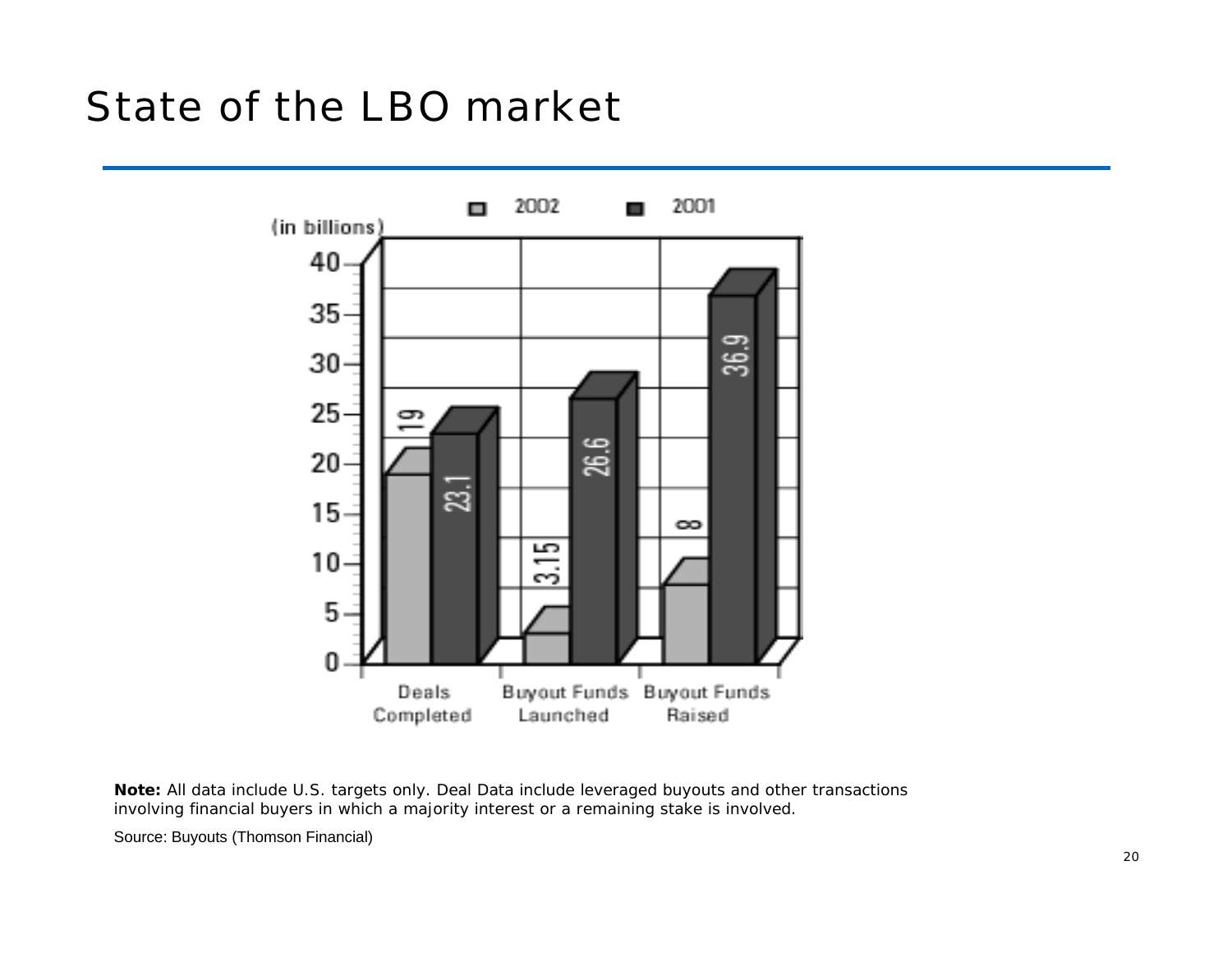# State of the LBO market

| (in billions) | 2002 | 2001 |
|---|---|---|
| Deals Completed | 19 | 23.1 |
| Buyout Funds Launched | 3.15 | 26.6 |
| Buyout Funds Raised | 8 | 36.9 |

**Note:** All data include U.S. targets only. Deal Data include leveraged buyouts and other transactions involving financial buyers in which a majority interest or a remaining stake is involved.

Source: Buyouts (Thomson Financial)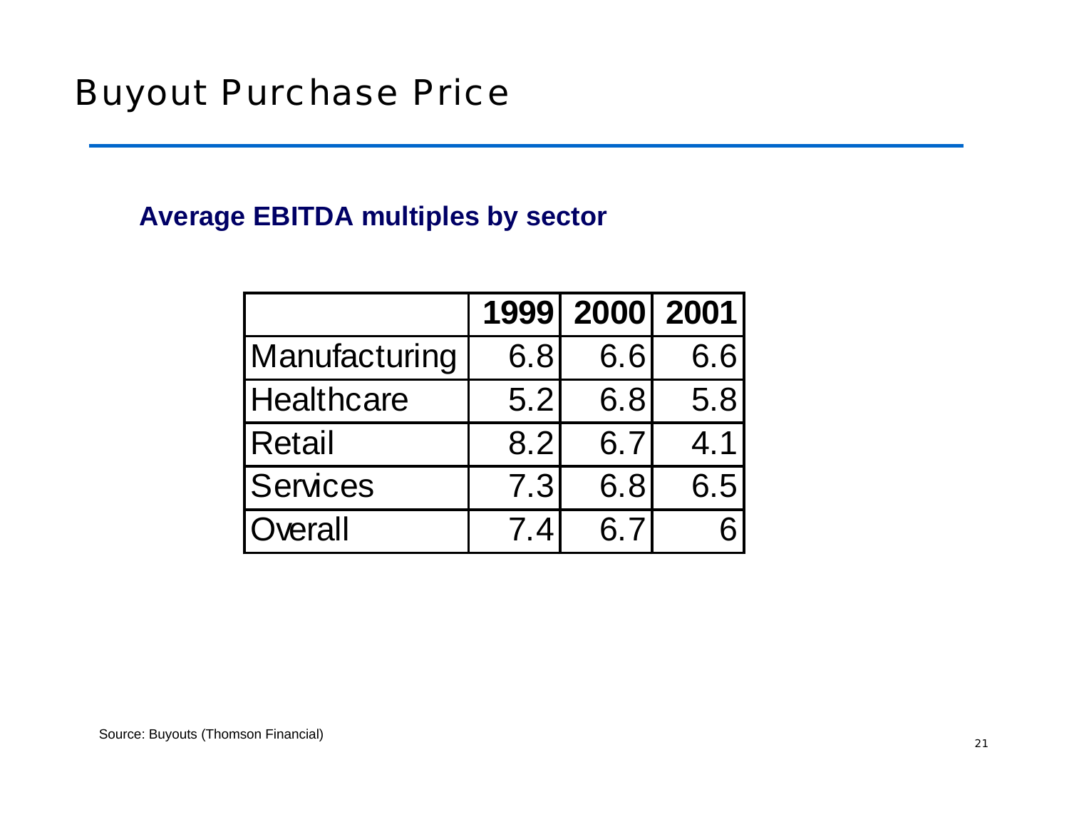# Buyout Purchase Price

**Average EBITDA multiples by sector**

| | 1999 | 2000 | 2001 |
|---|---|---|---|
| Manufacturing | 6.8 | 6.6 | 6.6 |
| Healthcare | 5.2 | 6.8 | 5.8 |
| Retail | 8.2 | 6.7 | 4.1 |
| Services | 7.3 | 6.8 | 6.5 |
| Overall | 7.4 | 6.7 | 6 |

Source: Buyouts (Thomson Financial)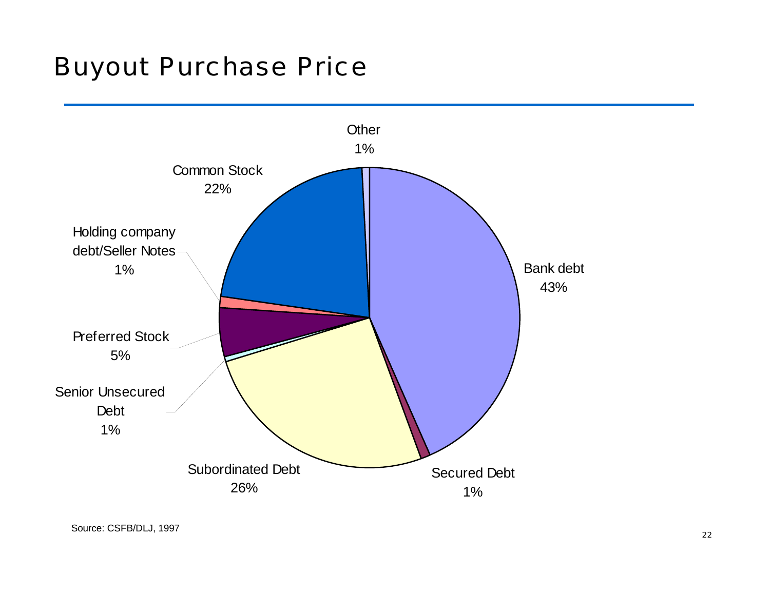# Buyout Purchase Price

Other
1%

Common Stock
22%

Holding company debt/Seller Notes
1%

Preferred Stock
5%

Senior Unsecured Debt
1%

Subordinated Debt
26%

Secured Debt
1%

Bank debt
43%

Source: CSFB/DLJ, 1997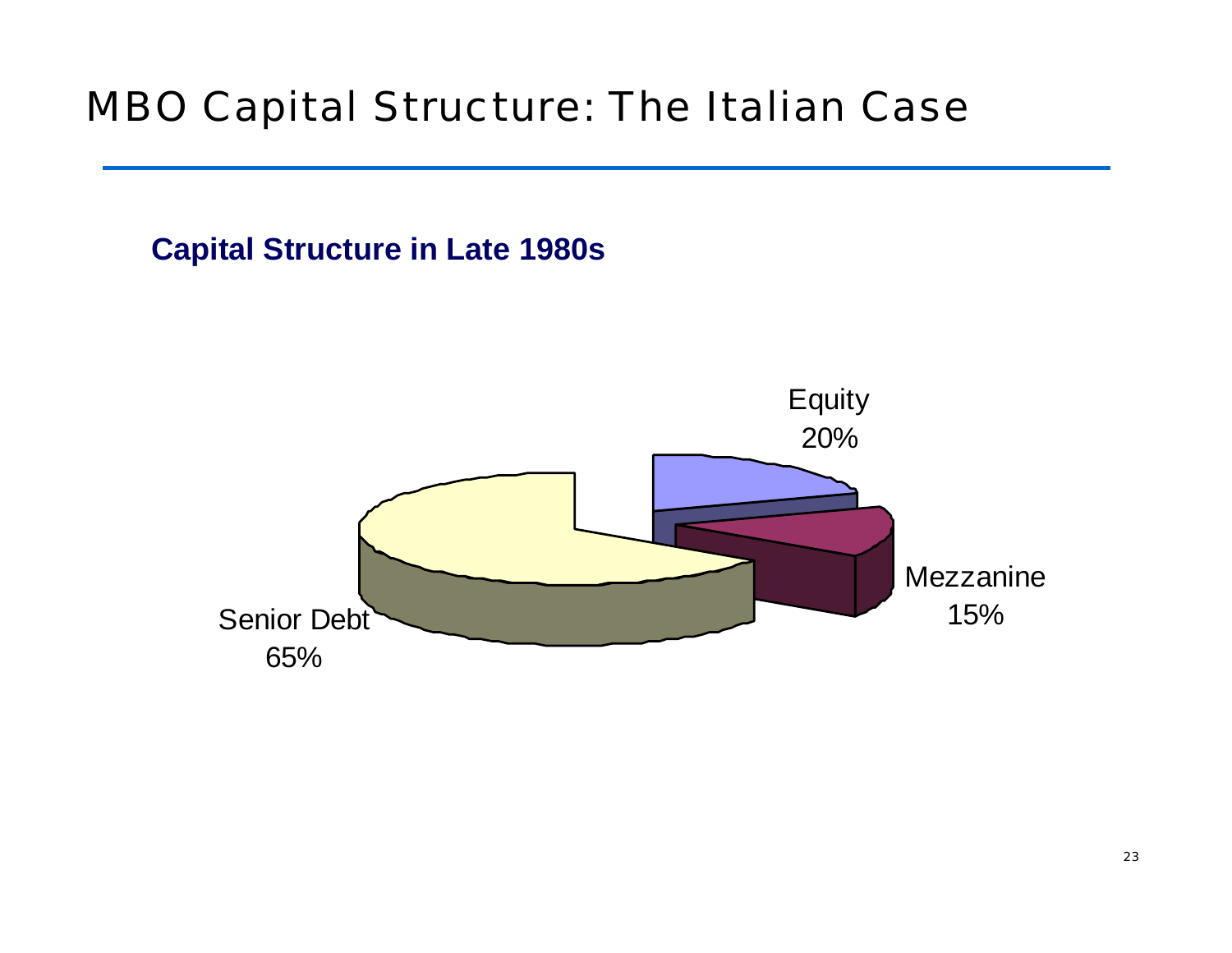# MBO Capital Structure: The Italian Case

**Capital Structure in Late 1980s**

Equity
20%

Mezzanine
15%

Senior Debt
65%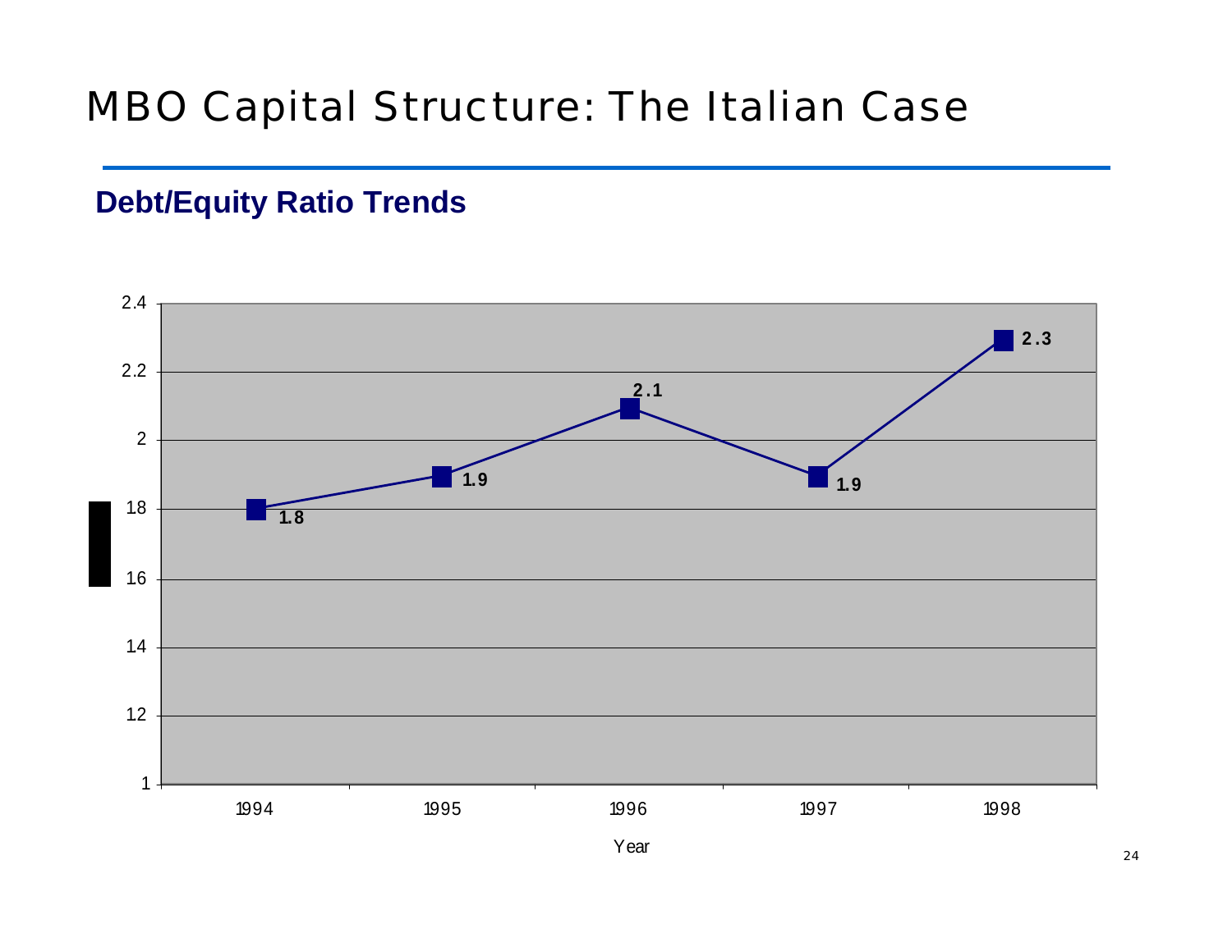# MBO Capital Structure: The Italian Case

## Debt/Equity Ratio Trends

| Year | Debt/Equity Ratio |
|---|---|
| 1994 | 1.8 |
| 1995 | 1.9 |
| 1996 | 2.1 |
| 1997 | 1.9 |
| 1998 | 2.3 |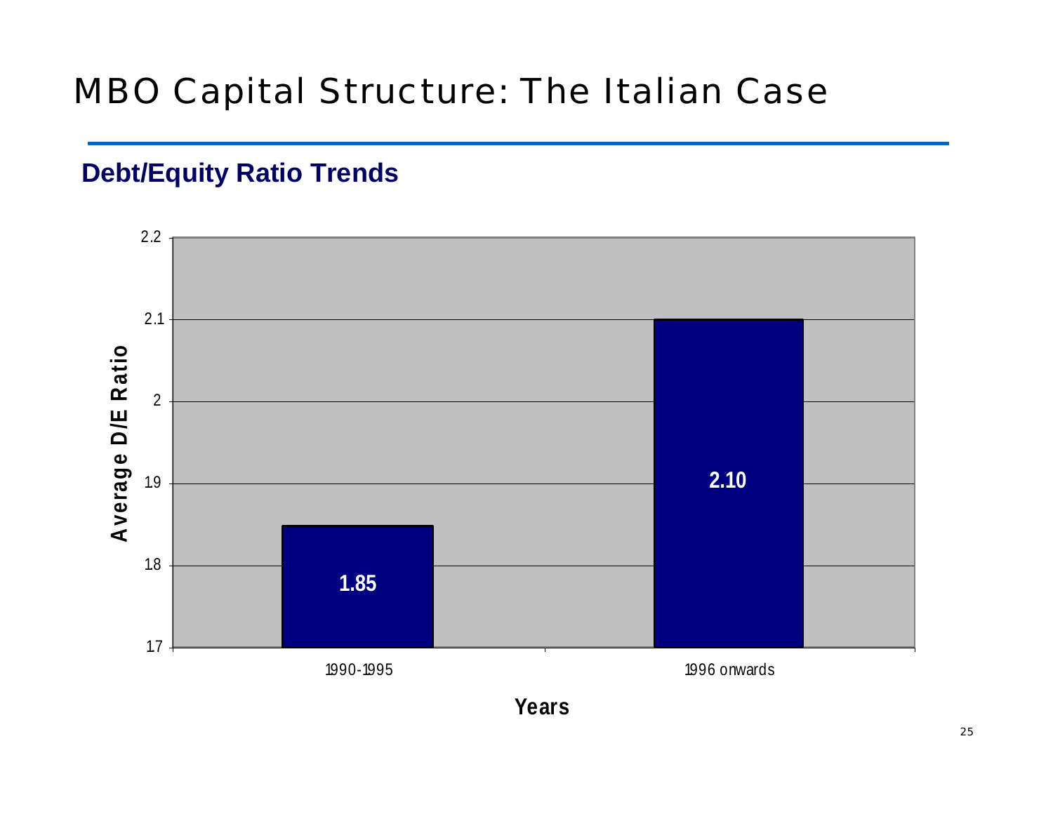# MBO Capital Structure: The Italian Case

## Debt/Equity Ratio Trends

| Years | Average D/E Ratio |
| --- | --- |
| 1990-1995 | 1.85 |
| 1996 onwards | 2.10 |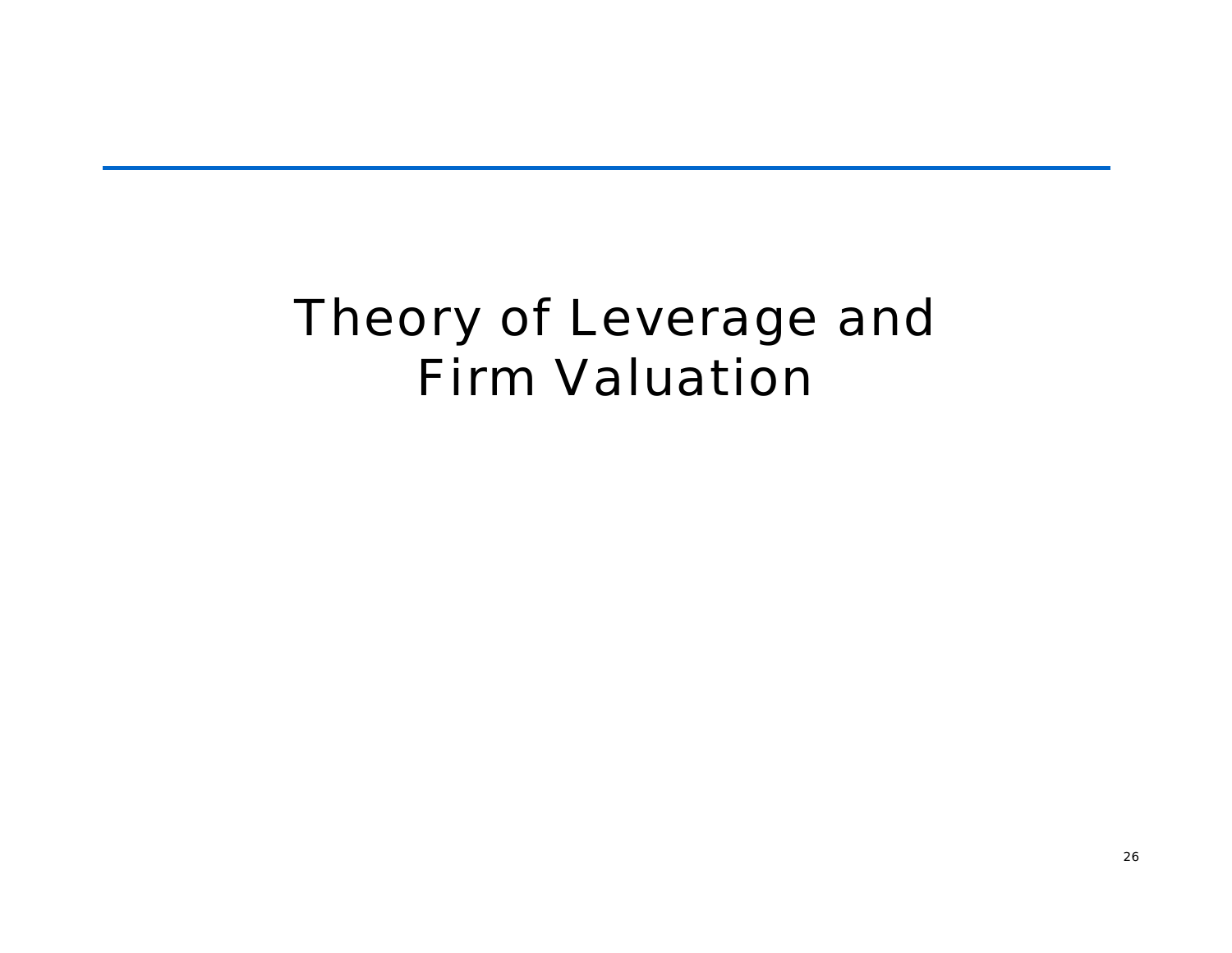# Theory of Leverage and Firm Valuation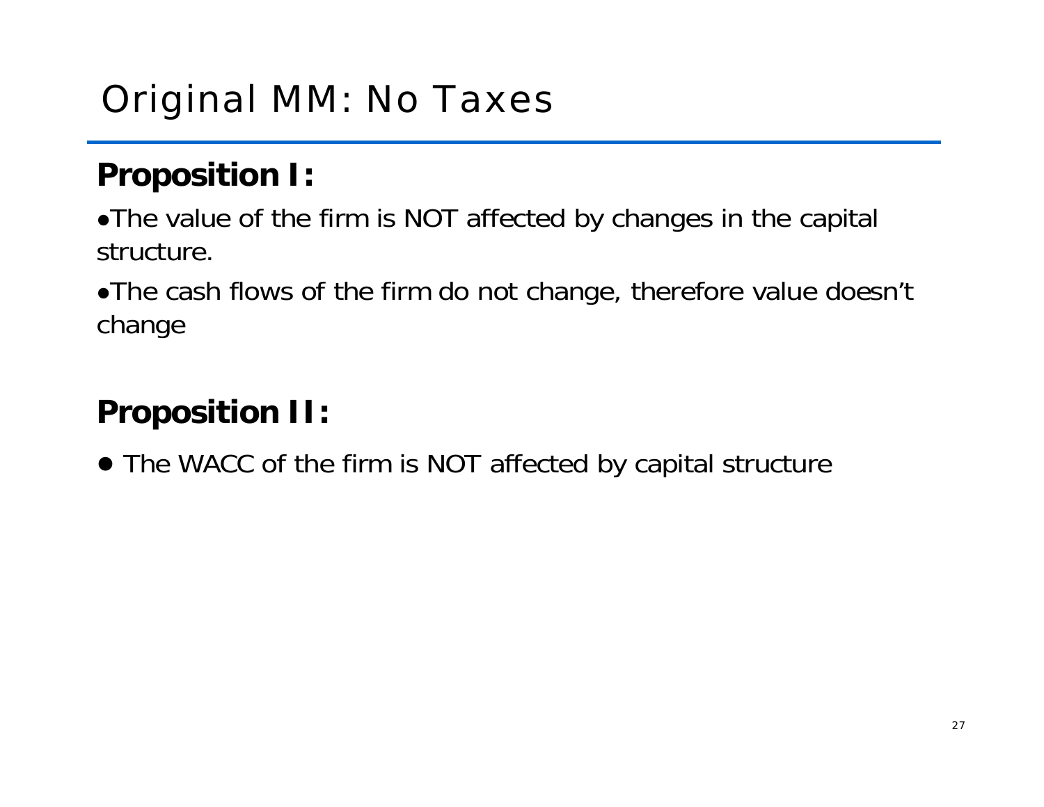# Original MM: No Taxes

## Proposition I:

- The value of the firm is NOT affected by changes in the capital structure.
- The cash flows of the firm do not change, therefore value doesn't change

## Proposition II:

- The WACC of the firm is NOT affected by capital structure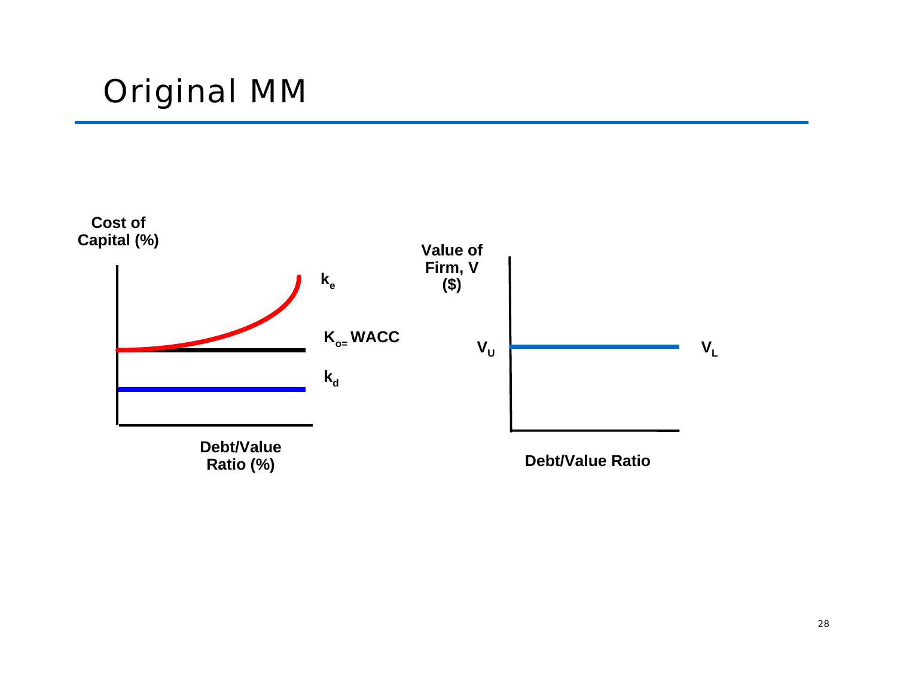# Original MM

Cost of Capital (%)

$k_e$

$K_{o=}$ WACC

$k_d$

Debt/Value Ratio (%)

Value of Firm, V ($)

$V_U$

$V_L$

Debt/Value Ratio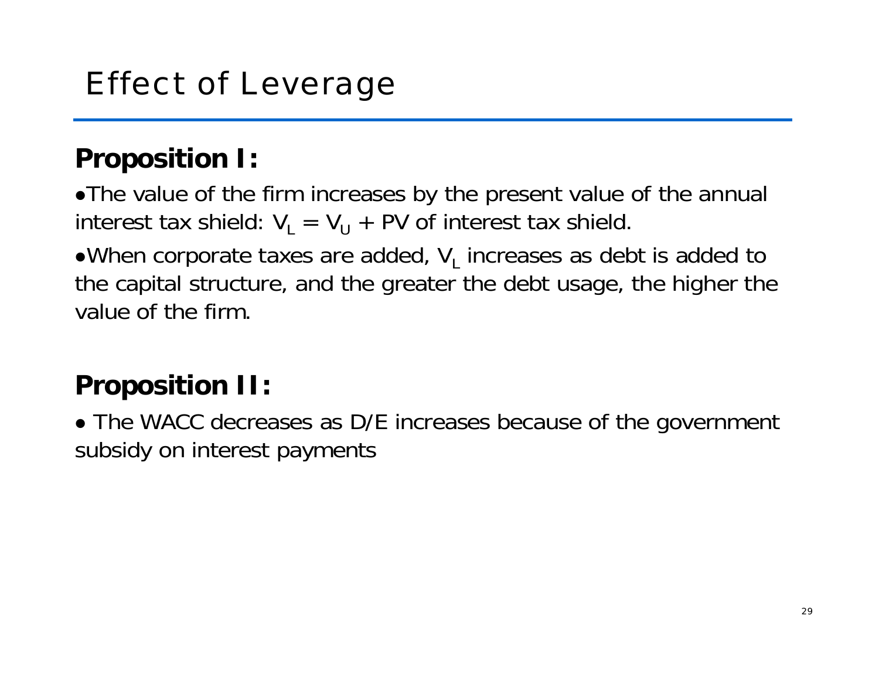# Effect of Leverage

## Proposition I:

- The value of the firm increases by the present value of the annual interest tax shield: $V_L = V_U$ + PV of interest tax shield.
- When corporate taxes are added, $V_L$ increases as debt is added to the capital structure, and the greater the debt usage, the higher the value of the firm.

## Proposition II:

- The WACC decreases as D/E increases because of the government subsidy on interest payments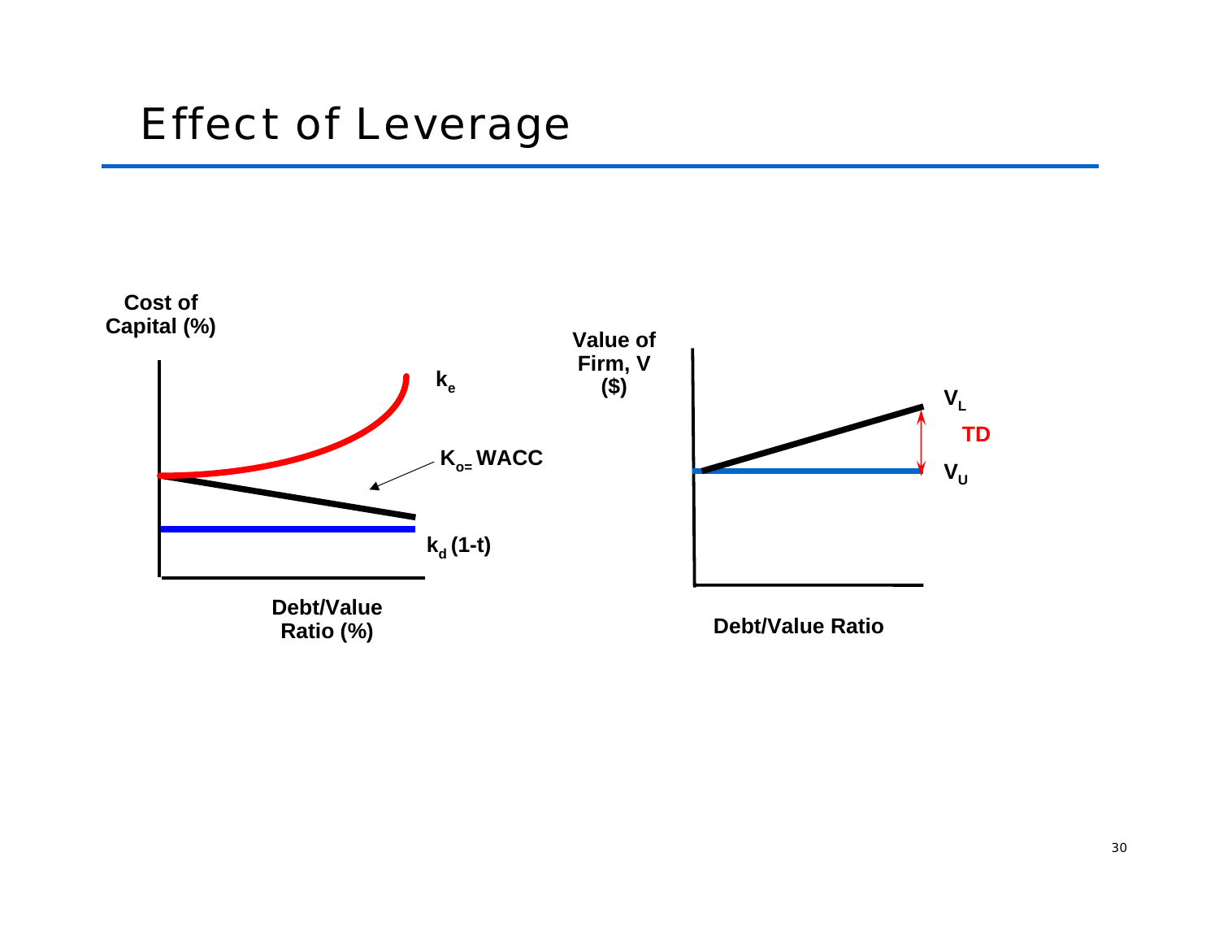# Effect of Leverage

Cost of Capital (%)

$k_e$

$K_o$ = WACC

$k_d$ (1-t)

Debt/Value Ratio (%)

Value of Firm, V ($)

$V_L$

TD

$V_U$

Debt/Value Ratio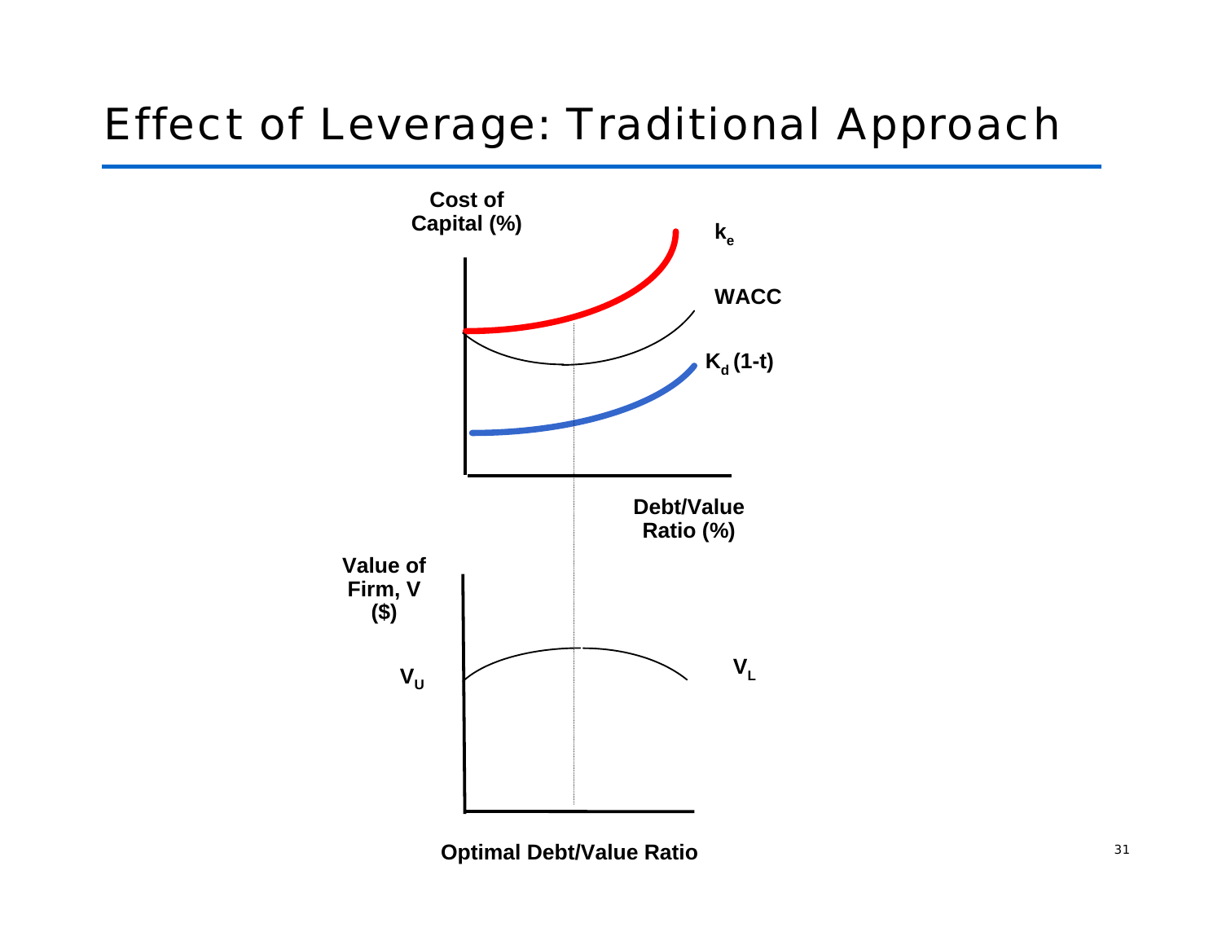# Effect of Leverage: Traditional Approach

Cost of Capital (%)

$k_e$

WACC

$K_d\,(1\text{-}t)$

Debt/Value Ratio (%)

Value of Firm, V ($)

$V_U$

$V_L$

Optimal Debt/Value Ratio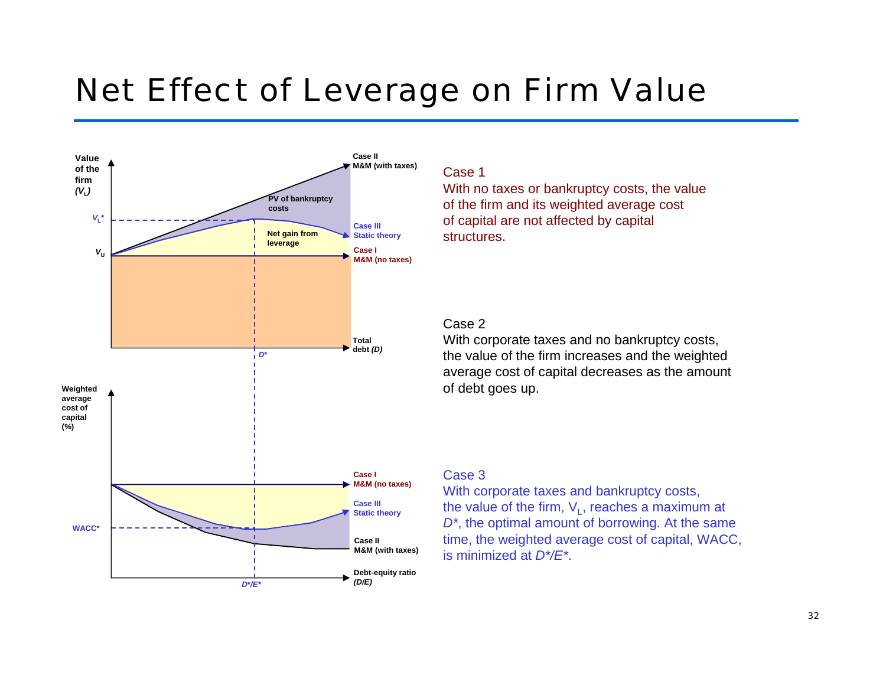# Net Effect of Leverage on Firm Value

Value of the firm ($V_L$)

$V_L$*

$V_U$

PV of bankruptcy costs

Net gain from leverage

Case II
M&M (with taxes)

Case III
Static theory

Case I
M&M (no taxes)

Total debt *(D)*

*D**

Weighted average cost of capital (%)

WACC*

Case I
M&M (no taxes)

Case III
Static theory

Case II
M&M (with taxes)

Debt-equity ratio *(D/E)*

*D*/E**

Case 1

With no taxes or bankruptcy costs, the value of the firm and its weighted average cost of capital are not affected by capital structures.

Case 2

With corporate taxes and no bankruptcy costs, the value of the firm increases and the weighted average cost of capital decreases as the amount of debt goes up.

Case 3

With corporate taxes and bankruptcy costs, the value of the firm, $V_L$, reaches a maximum at *D**, the optimal amount of borrowing. At the same time, the weighted average cost of capital, WACC, is minimized at *D*/E**.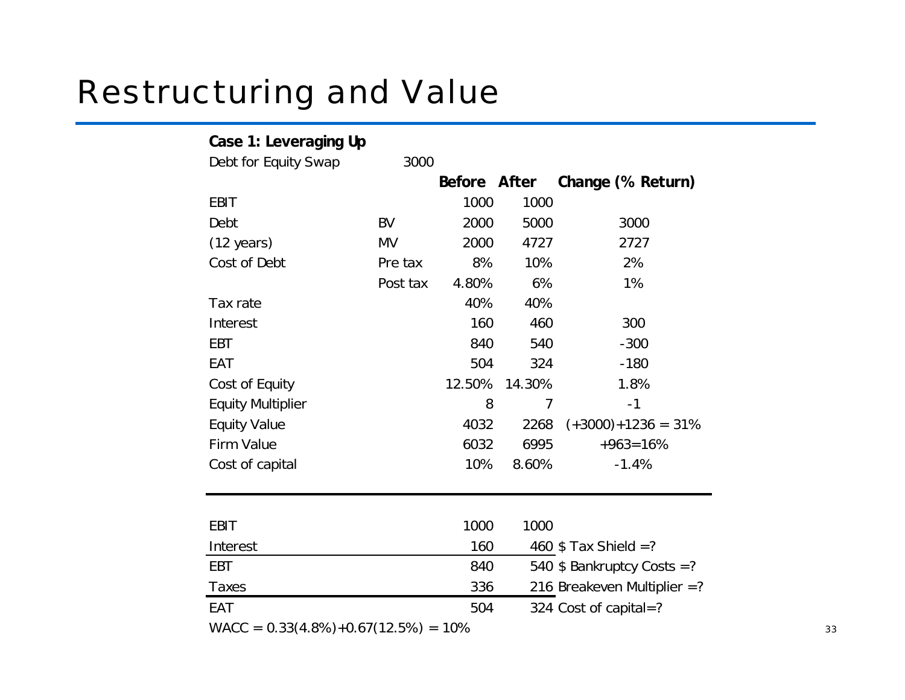# Restructuring and Value

**Case 1: Leveraging Up**

| | | Before | After | Change (% Return) |
|---|---|---|---|---|
| Debt for Equity Swap | 3000 | | | |
| EBIT | | 1000 | 1000 | |
| Debt | BV | 2000 | 5000 | 3000 |
| (12 years) | MV | 2000 | 4727 | 2727 |
| Cost of Debt | Pre tax | 8% | 10% | 2% |
| | Post tax | 4.80% | 6% | 1% |
| Tax rate | | 40% | 40% | |
| Interest | | 160 | 460 | 300 |
| EBT | | 840 | 540 | -300 |
| EAT | | 504 | 324 | -180 |
| Cost of Equity | | 12.50% | 14.30% | 1.8% |
| Equity Multiplier | | 8 | 7 | -1 |
| Equity Value | | 4032 | 2268 | (+3000)+1236 = 31% |
| Firm Value | | 6032 | 6995 | +963=16% |
| Cost of capital | | 10% | 8.60% | -1.4% |

| | Before | After | |
|---|---|---|---|
| EBIT | 1000 | 1000 | |
| Interest | 160 | 460 | \$ Tax Shield =? |
| EBT | 840 | 540 | \$ Bankruptcy Costs =? |
| Taxes | 336 | 216 | Breakeven Multiplier =? |
| EAT | 504 | 324 | Cost of capital=? |

WACC = 0.33(4.8%)+0.67(12.5%) = 10%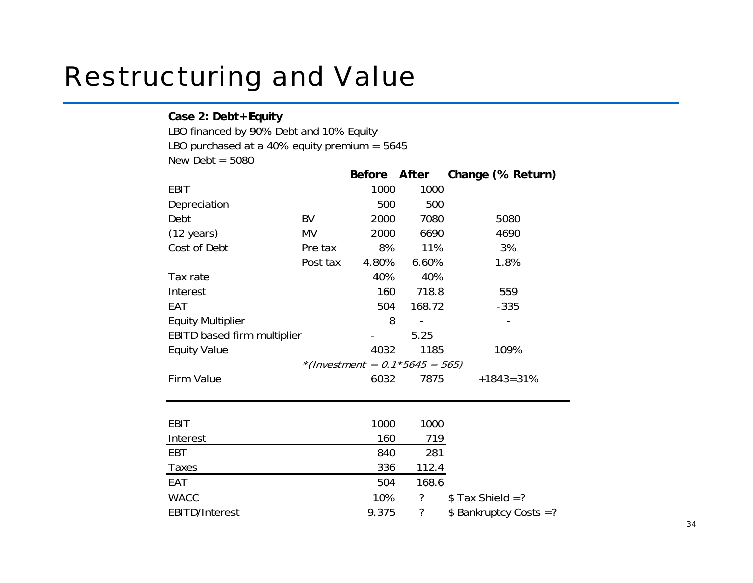# Restructuring and Value

**Case 2: Debt+Equity**

LBO financed by 90% Debt and 10% Equity

LBO purchased at a 40% equity premium = 5645

New Debt = 5080

| | | Before | After | Change (% Return) |
|---|---|---|---|---|
| EBIT | | 1000 | 1000 | |
| Depreciation | | 500 | 500 | |
| Debt | BV | 2000 | 7080 | 5080 |
| (12 years) | MV | 2000 | 6690 | 4690 |
| Cost of Debt | Pre tax | 8% | 11% | 3% |
| | Post tax | 4.80% | 6.60% | 1.8% |
| Tax rate | | 40% | 40% | |
| Interest | | 160 | 718.8 | 559 |
| EAT | | 504 | 168.72 | -335 |
| Equity Multiplier | | 8 | - | - |
| EBITD based firm multiplier | | - | 5.25 | |
| Equity Value | | 4032 | 1185 | 109% |
| | *\*(Investment = 0.1\*5645 = 565)* | | | |
| Firm Value | | 6032 | 7875 | +1843=31% |

| | Before | After | |
|---|---|---|---|
| EBIT | 1000 | 1000 | |
| Interest | 160 | 719 | |
| EBT | 840 | 281 | |
| Taxes | 336 | 112.4 | |
| EAT | 504 | 168.6 | |
| WACC | 10% | ? | $ Tax Shield =? |
| EBITD/Interest | 9.375 | ? | $ Bankruptcy Costs =? |